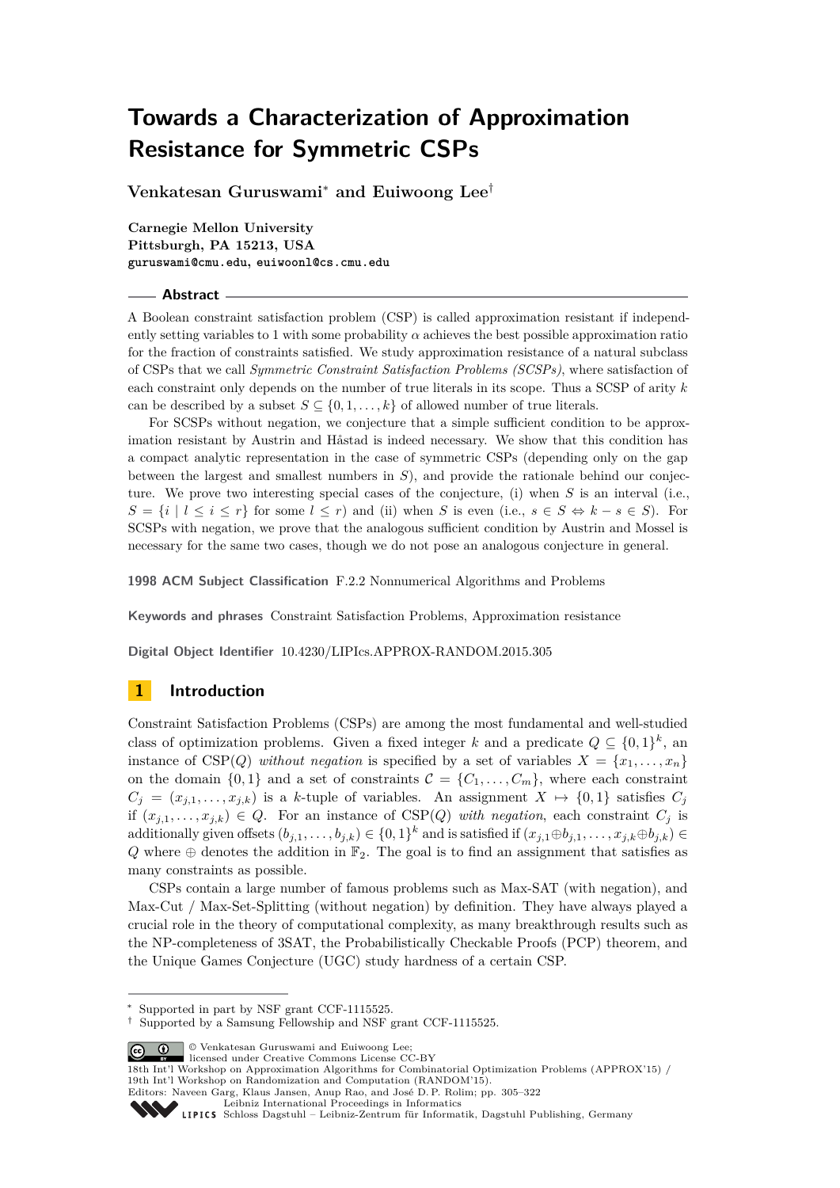# Towards a Characterization of Approximation Resistance for Symmetric CSPs

**Venkatesan Guruswami*** **and Euiwoong Lee**†

**Carnegie Mellon University**
**Pittsburgh, PA 15213, USA**
`guruswami@cmu.edu, euiwoonl@cs.cmu.edu`

## Abstract

A Boolean constraint satisfaction problem (CSP) is called approximation resistant if independently setting variables to 1 with some probability $\alpha$ achieves the best possible approximation ratio for the fraction of constraints satisfied. We study approximation resistance of a natural subclass of CSPs that we call *Symmetric Constraint Satisfaction Problems (SCSPs)*, where satisfaction of each constraint only depends on the number of true literals in its scope. Thus a SCSP of arity $k$ can be described by a subset $S \subseteq \{0, 1, \dots, k\}$ of allowed number of true literals.

For SCSPs without negation, we conjecture that a simple sufficient condition to be approximation resistant by Austrin and Håstad is indeed necessary. We show that this condition has a compact analytic representation in the case of symmetric CSPs (depending only on the gap between the largest and smallest numbers in $S$), and provide the rationale behind our conjecture. We prove two interesting special cases of the conjecture, (i) when $S$ is an interval (i.e., $S = \{i \mid l \le i \le r\}$ for some $l \le r$) and (ii) when $S$ is even (i.e., $s \in S \Leftrightarrow k - s \in S$). For SCSPs with negation, we prove that the analogous sufficient condition by Austrin and Mossel is necessary for the same two cases, though we do not pose an analogous conjecture in general.

**1998 ACM Subject Classification** F.2.2 Nonnumerical Algorithms and Problems

**Keywords and phrases** Constraint Satisfaction Problems, Approximation resistance

**Digital Object Identifier** 10.4230/LIPIcs.APPROX-RANDOM.2015.305

## 1 Introduction

Constraint Satisfaction Problems (CSPs) are among the most fundamental and well-studied class of optimization problems. Given a fixed integer $k$ and a predicate $Q \subseteq \{0, 1\}^k$, an instance of CSP($Q$) *without negation* is specified by a set of variables $X = \{x_1, \dots, x_n\}$ on the domain $\{0, 1\}$ and a set of constraints $\mathcal{C} = \{C_1, \dots, C_m\}$, where each constraint $C_j = (x_{j,1}, \dots, x_{j,k})$ is a $k$-tuple of variables. An assignment $X \mapsto \{0, 1\}$ satisfies $C_j$ if $(x_{j,1}, \dots, x_{j,k}) \in Q$. For an instance of CSP($Q$) *with negation*, each constraint $C_j$ is additionally given offsets $(b_{j,1}, \dots, b_{j,k}) \in \{0, 1\}^k$ and is satisfied if $(x_{j,1} \oplus b_{j,1}, \dots, x_{j,k} \oplus b_{j,k}) \in Q$ where $\oplus$ denotes the addition in $\mathbb{F}_2$. The goal is to find an assignment that satisfies as many constraints as possible.

CSPs contain a large number of famous problems such as Max-SAT (with negation), and Max-Cut / Max-Set-Splitting (without negation) by definition. They have always played a crucial role in the theory of computational complexity, as many breakthrough results such as the NP-completeness of 3SAT, the Probabilistically Checkable Proofs (PCP) theorem, and the Unique Games Conjecture (UGC) study hardness of a certain CSP.

---

\* Supported in part by NSF grant CCF-1115525.
† Supported by a Samsung Fellowship and NSF grant CCF-1115525.

© Venkatesan Guruswami and Euiwoong Lee;
licensed under Creative Commons License CC-BY
18th Int'l Workshop on Approximation Algorithms for Combinatorial Optimization Problems (APPROX'15) / 19th Int'l Workshop on Randomization and Computation (RANDOM'15).
Editors: Naveen Garg, Klaus Jansen, Anup Rao, and José D. P. Rolim; pp. 305–322
Leibniz International Proceedings in Informatics
Schloss Dagstuhl – Leibniz-Zentrum für Informatik, Dagstuhl Publishing, Germany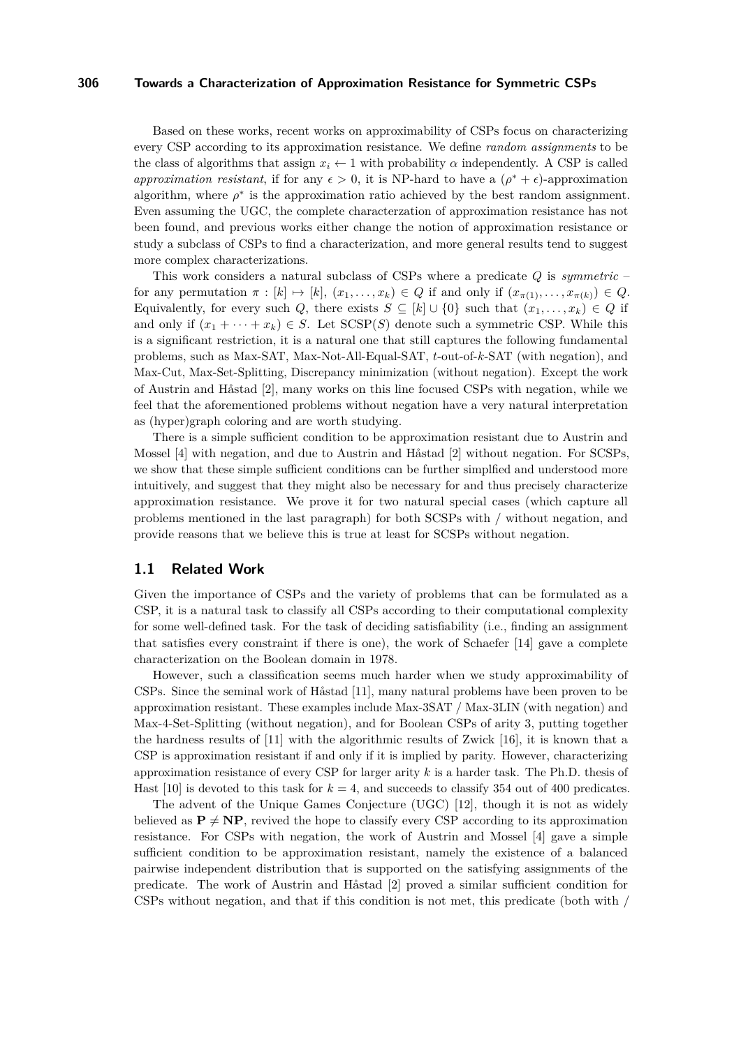Based on these works, recent works on approximability of CSPs focus on characterizing every CSP according to its approximation resistance. We define *random assignments* to be the class of algorithms that assign $x_i \leftarrow 1$ with probability $\alpha$ independently. A CSP is called *approximation resistant*, if for any $\epsilon > 0$, it is NP-hard to have a $(\rho^* + \epsilon)$-approximation algorithm, where $\rho^*$ is the approximation ratio achieved by the best random assignment. Even assuming the UGC, the complete characterzation of approximation resistance has not been found, and previous works either change the notion of approximation resistance or study a subclass of CSPs to find a characterization, and more general results tend to suggest more complex characterizations.

This work considers a natural subclass of CSPs where a predicate $Q$ is *symmetric* – for any permutation $\pi : [k] \mapsto [k]$, $(x_1, \dots, x_k) \in Q$ if and only if $(x_{\pi(1)}, \dots, x_{\pi(k)}) \in Q$. Equivalently, for every such $Q$, there exists $S \subseteq [k] \cup \{0\}$ such that $(x_1, \dots, x_k) \in Q$ if and only if $(x_1 + \cdots + x_k) \in S$. Let SCSP$(S)$ denote such a symmetric CSP. While this is a significant restriction, it is a natural one that still captures the following fundamental problems, such as Max-SAT, Max-Not-All-Equal-SAT, $t$-out-of-$k$-SAT (with negation), and Max-Cut, Max-Set-Splitting, Discrepancy minimization (without negation). Except the work of Austrin and Håstad [2], many works on this line focused CSPs with negation, while we feel that the aforementioned problems without negation have a very natural interpretation as (hyper)graph coloring and are worth studying.

There is a simple sufficient condition to be approximation resistant due to Austrin and Mossel [4] with negation, and due to Austrin and Håstad [2] without negation. For SCSPs, we show that these simple sufficient conditions can be further simplfied and understood more intuitively, and suggest that they might also be necessary for and thus precisely characterize approximation resistance. We prove it for two natural special cases (which capture all problems mentioned in the last paragraph) for both SCSPs with / without negation, and provide reasons that we believe this is true at least for SCSPs without negation.

## 1.1 Related Work

Given the importance of CSPs and the variety of problems that can be formulated as a CSP, it is a natural task to classify all CSPs according to their computational complexity for some well-defined task. For the task of deciding satisfiability (i.e., finding an assignment that satisfies every constraint if there is one), the work of Schaefer [14] gave a complete characterization on the Boolean domain in 1978.

However, such a classification seems much harder when we study approximability of CSPs. Since the seminal work of Håstad [11], many natural problems have been proven to be approximation resistant. These examples include Max-3SAT / Max-3LIN (with negation) and Max-4-Set-Splitting (without negation), and for Boolean CSPs of arity 3, putting together the hardness results of [11] with the algorithmic results of Zwick [16], it is known that a CSP is approximation resistant if and only if it is implied by parity. However, characterizing approximation resistance of every CSP for larger arity $k$ is a harder task. The Ph.D. thesis of Hast [10] is devoted to this task for $k = 4$, and succeeds to classify 354 out of 400 predicates.

The advent of the Unique Games Conjecture (UGC) [12], though it is not as widely believed as $\mathbf{P} \neq \mathbf{NP}$, revived the hope to classify every CSP according to its approximation resistance. For CSPs with negation, the work of Austrin and Mossel [4] gave a simple sufficient condition to be approximation resistant, namely the existence of a balanced pairwise independent distribution that is supported on the satisfying assignments of the predicate. The work of Austrin and Håstad [2] proved a similar sufficient condition for CSPs without negation, and that if this condition is not met, this predicate (both with /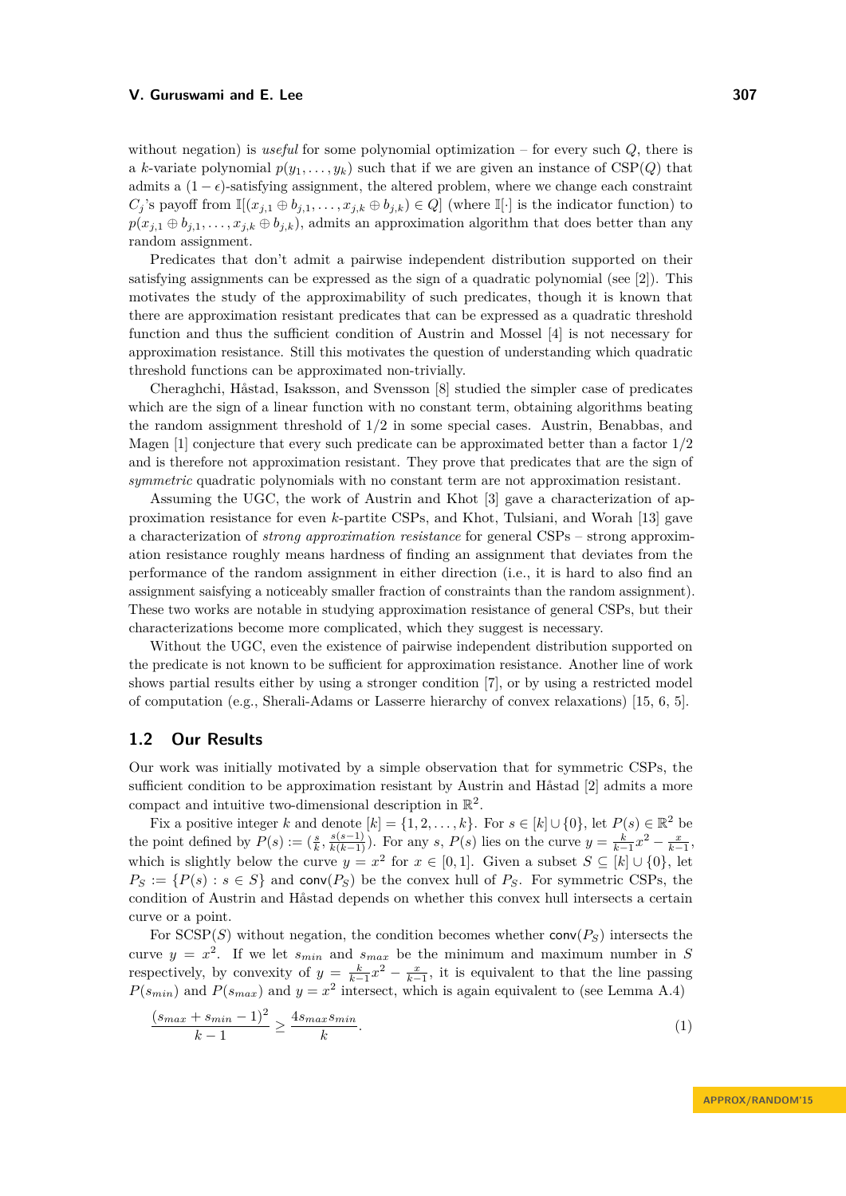without negation) is *useful* for some polynomial optimization – for every such $Q$, there is a $k$-variate polynomial $p(y_1, \dots, y_k)$ such that if we are given an instance of CSP($Q$) that admits a $(1-\epsilon)$-satisfying assignment, the altered problem, where we change each constraint $C_j$'s payoff from $\mathbb{I}[(x_{j,1} \oplus b_{j,1}, \dots, x_{j,k} \oplus b_{j,k}) \in Q]$ (where $\mathbb{I}[\cdot]$ is the indicator function) to $p(x_{j,1} \oplus b_{j,1}, \dots, x_{j,k} \oplus b_{j,k})$, admits an approximation algorithm that does better than any random assignment.

Predicates that don't admit a pairwise independent distribution supported on their satisfying assignments can be expressed as the sign of a quadratic polynomial (see [2]). This motivates the study of the approximability of such predicates, though it is known that there are approximation resistant predicates that can be expressed as a quadratic threshold function and thus the sufficient condition of Austrin and Mossel [4] is not necessary for approximation resistance. Still this motivates the question of understanding which quadratic threshold functions can be approximated non-trivially.

Cheraghchi, Håstad, Isaksson, and Svensson [8] studied the simpler case of predicates which are the sign of a linear function with no constant term, obtaining algorithms beating the random assignment threshold of $1/2$ in some special cases. Austrin, Benabbas, and Magen [1] conjecture that every such predicate can be approximated better than a factor $1/2$ and is therefore not approximation resistant. They prove that predicates that are the sign of *symmetric* quadratic polynomials with no constant term are not approximation resistant.

Assuming the UGC, the work of Austrin and Khot [3] gave a characterization of approximation resistance for even $k$-partite CSPs, and Khot, Tulsiani, and Worah [13] gave a characterization of *strong approximation resistance* for general CSPs – strong approximation resistance roughly means hardness of finding an assignment that deviates from the performance of the random assignment in either direction (i.e., it is hard to also find an assignment saisfying a noticeably smaller fraction of constraints than the random assignment). These two works are notable in studying approximation resistance of general CSPs, but their characterizations become more complicated, which they suggest is necessary.

Without the UGC, even the existence of pairwise independent distribution supported on the predicate is not known to be sufficient for approximation resistance. Another line of work shows partial results either by using a stronger condition [7], or by using a restricted model of computation (e.g., Sherali-Adams or Lasserre hierarchy of convex relaxations) [15, 6, 5].

## 1.2 Our Results

Our work was initially motivated by a simple observation that for symmetric CSPs, the sufficient condition to be approximation resistant by Austrin and Håstad [2] admits a more compact and intuitive two-dimensional description in $\mathbb{R}^2$.

Fix a positive integer $k$ and denote $[k] = \{1, 2, \dots, k\}$. For $s \in [k] \cup \{0\}$, let $P(s) \in \mathbb{R}^2$ be the point defined by $P(s) := (\frac{s}{k}, \frac{s(s-1)}{k(k-1)})$. For any $s$, $P(s)$ lies on the curve $y = \frac{k}{k-1}x^2 - \frac{x}{k-1}$, which is slightly below the curve $y = x^2$ for $x \in [0,1]$. Given a subset $S \subseteq [k] \cup \{0\}$, let $P_S := \{P(s) : s \in S\}$ and $\mathsf{conv}(P_S)$ be the convex hull of $P_S$. For symmetric CSPs, the condition of Austrin and Håstad depends on whether this convex hull intersects a certain curve or a point.

For SCSP($S$) without negation, the condition becomes whether $\mathsf{conv}(P_S)$ intersects the curve $y = x^2$. If we let $s_{min}$ and $s_{max}$ be the minimum and maximum number in $S$ respectively, by convexity of $y = \frac{k}{k-1}x^2 - \frac{x}{k-1}$, it is equivalent to that the line passing $P(s_{min})$ and $P(s_{max})$ and $y = x^2$ intersect, which is again equivalent to (see Lemma A.4)

$$\frac{(s_{max} + s_{min} - 1)^2}{k-1} \geq \frac{4 s_{max} s_{min}}{k}. \tag{1}$$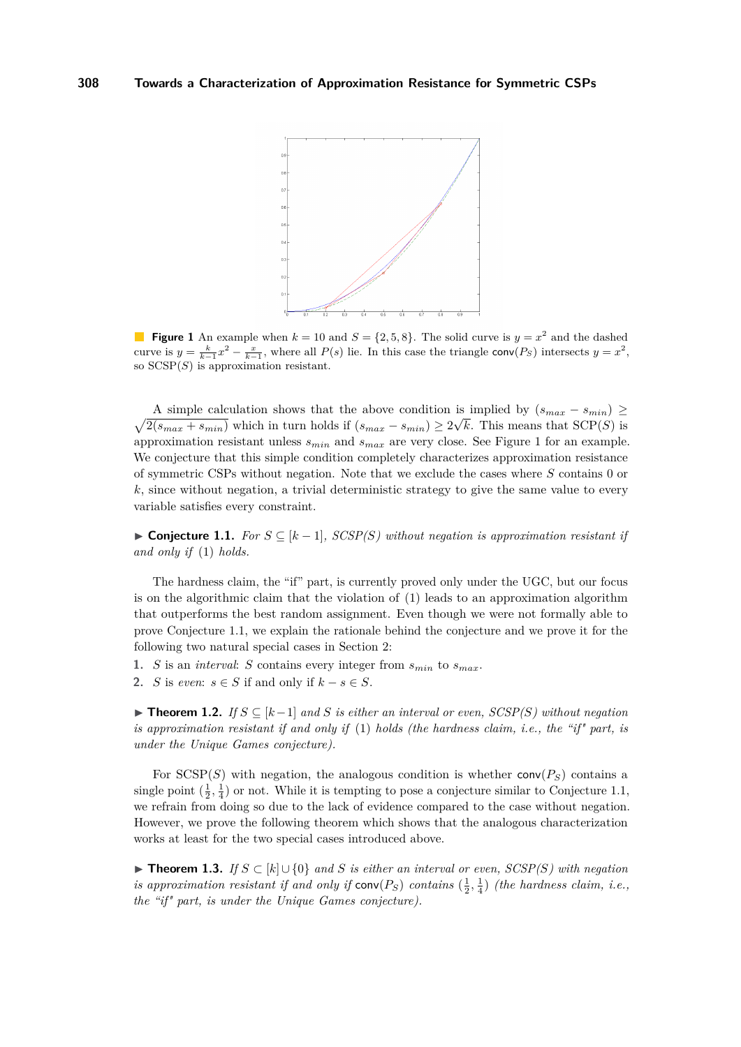**Figure 1** An example when $k = 10$ and $S = \{2, 5, 8\}$. The solid curve is $y = x^2$ and the dashed curve is $y = \frac{k}{k-1}x^2 - \frac{x}{k-1}$, where all $P(s)$ lie. In this case the triangle $\mathsf{conv}(P_S)$ intersects $y = x^2$, so SCSP($S$) is approximation resistant.

A simple calculation shows that the above condition is implied by $(s_{max} - s_{min}) \geq \sqrt{2(s_{max} + s_{min})}$ which in turn holds if $(s_{max} - s_{min}) \geq 2\sqrt{k}$. This means that SCP($S$) is approximation resistant unless $s_{min}$ and $s_{max}$ are very close. See Figure 1 for an example. We conjecture that this simple condition completely characterizes approximation resistance of symmetric CSPs without negation. Note that we exclude the cases where $S$ contains 0 or $k$, since without negation, a trivial deterministic strategy to give the same value to every variable satisfies every constraint.

▶ **Conjecture 1.1.** *For $S \subseteq [k-1]$, SCSP(S) without negation is approximation resistant if and only if* (1) *holds.*

The hardness claim, the "if" part, is currently proved only under the UGC, but our focus is on the algorithmic claim that the violation of (1) leads to an approximation algorithm that outperforms the best random assignment. Even though we were not formally able to prove Conjecture 1.1, we explain the rationale behind the conjecture and we prove it for the following two natural special cases in Section 2:

1. $S$ is an *interval*: $S$ contains every integer from $s_{min}$ to $s_{max}$.
2. $S$ is *even*: $s \in S$ if and only if $k - s \in S$.

▶ **Theorem 1.2.** *If $S \subseteq [k-1]$ and $S$ is either an interval or even, SCSP(S) without negation is approximation resistant if and only if* (1) *holds (the hardness claim, i.e., the "if" part, is under the Unique Games conjecture).*

For SCSP($S$) with negation, the analogous condition is whether $\mathsf{conv}(P_S)$ contains a single point $(\frac{1}{2}, \frac{1}{4})$ or not. While it is tempting to pose a conjecture similar to Conjecture 1.1, we refrain from doing so due to the lack of evidence compared to the case without negation. However, we prove the following theorem which shows that the analogous characterization works at least for the two special cases introduced above.

▶ **Theorem 1.3.** *If $S \subset [k] \cup \{0\}$ and $S$ is either an interval or even, SCSP(S) with negation is approximation resistant if and only if $\mathsf{conv}(P_S)$ contains $(\frac{1}{2}, \frac{1}{4})$ (the hardness claim, i.e., the "if" part, is under the Unique Games conjecture).*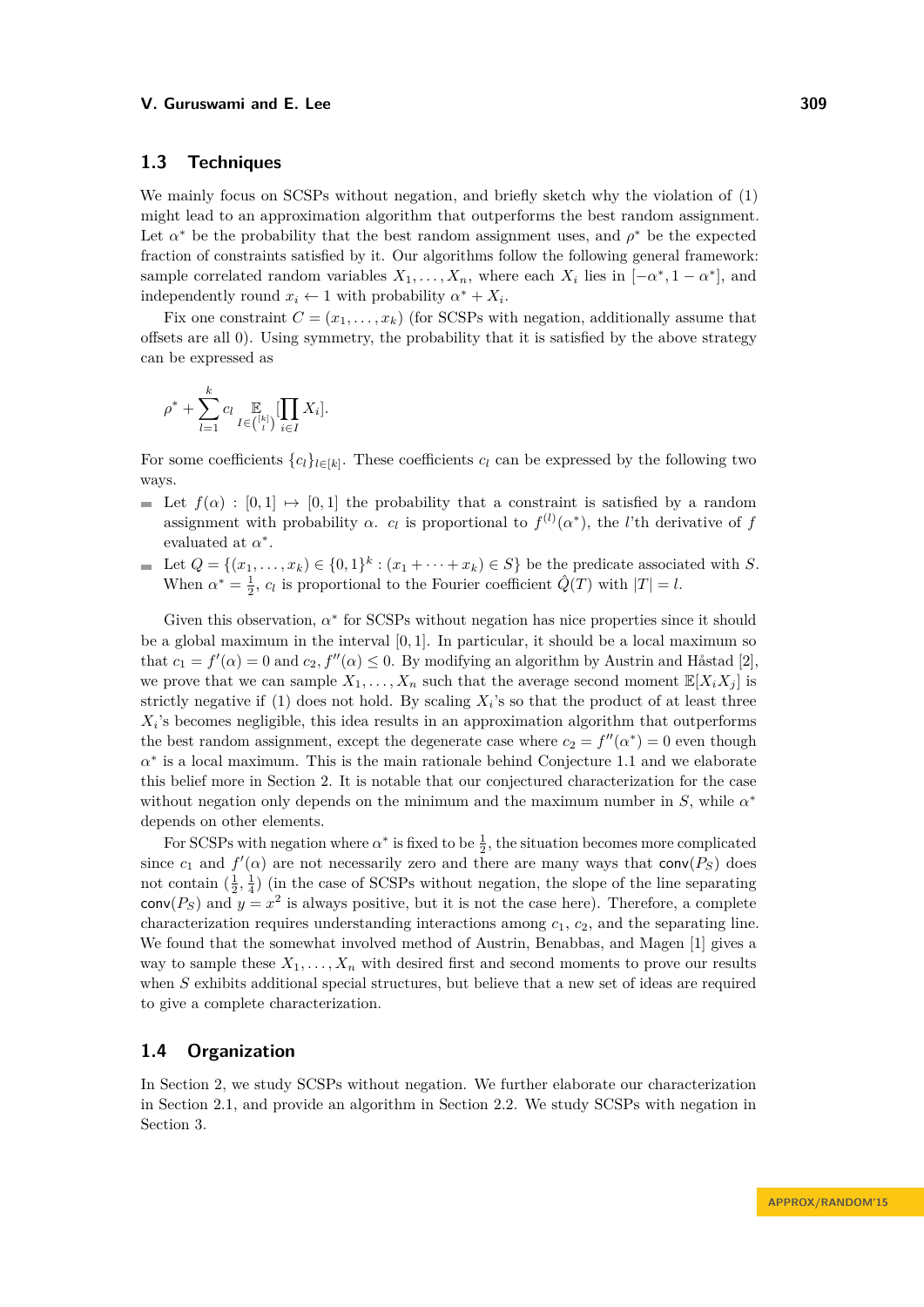## 1.3 Techniques

We mainly focus on SCSPs without negation, and briefly sketch why the violation of (1) might lead to an approximation algorithm that outperforms the best random assignment. Let $\alpha^*$ be the probability that the best random assignment uses, and $\rho^*$ be the expected fraction of constraints satisfied by it. Our algorithms follow the following general framework: sample correlated random variables $X_1, \ldots, X_n$, where each $X_i$ lies in $[-\alpha^*, 1 - \alpha^*]$, and independently round $x_i \leftarrow 1$ with probability $\alpha^* + X_i$.

Fix one constraint $C = (x_1, \ldots, x_k)$ (for SCSPs with negation, additionally assume that offsets are all 0). Using symmetry, the probability that it is satisfied by the above strategy can be expressed as

$$\rho^* + \sum_{l=1}^{k} c_l \mathop{\mathbb{E}}_{I \in \binom{[k]}{l}} [\prod_{i \in I} X_i].$$

For some coefficients $\{c_l\}_{l \in [k]}$. These coefficients $c_l$ can be expressed by the following two ways.

- Let $f(\alpha) : [0, 1] \mapsto [0, 1]$ the probability that a constraint is satisfied by a random assignment with probability $\alpha$. $c_l$ is proportional to $f^{(l)}(\alpha^*)$, the $l$'th derivative of $f$ evaluated at $\alpha^*$.
- Let $Q = \{(x_1, \ldots, x_k) \in \{0, 1\}^k : (x_1 + \cdots + x_k) \in S\}$ be the predicate associated with $S$. When $\alpha^* = \frac{1}{2}$, $c_l$ is proportional to the Fourier coefficient $\hat{Q}(T)$ with $|T| = l$.

Given this observation, $\alpha^*$ for SCSPs without negation has nice properties since it should be a global maximum in the interval $[0, 1]$. In particular, it should be a local maximum so that $c_1 = f'(\alpha) = 0$ and $c_2, f''(\alpha) \leq 0$. By modifying an algorithm by Austrin and Håstad [2], we prove that we can sample $X_1, \ldots, X_n$ such that the average second moment $\mathbb{E}[X_i X_j]$ is strictly negative if (1) does not hold. By scaling $X_i$'s so that the product of at least three $X_i$'s becomes negligible, this idea results in an approximation algorithm that outperforms the best random assignment, except the degenerate case where $c_2 = f''(\alpha^*) = 0$ even though $\alpha^*$ is a local maximum. This is the main rationale behind Conjecture 1.1 and we elaborate this belief more in Section 2. It is notable that our conjectured characterization for the case without negation only depends on the minimum and the maximum number in $S$, while $\alpha^*$ depends on other elements.

For SCSPs with negation where $\alpha^*$ is fixed to be $\frac{1}{2}$, the situation becomes more complicated since $c_1$ and $f'(\alpha)$ are not necessarily zero and there are many ways that $\mathsf{conv}(P_S)$ does not contain $(\frac{1}{2}, \frac{1}{4})$ (in the case of SCSPs without negation, the slope of the line separating $\mathsf{conv}(P_S)$ and $y = x^2$ is always positive, but it is not the case here). Therefore, a complete characterization requires understanding interactions among $c_1$, $c_2$, and the separating line. We found that the somewhat involved method of Austrin, Benabbas, and Magen [1] gives a way to sample these $X_1, \ldots, X_n$ with desired first and second moments to prove our results when $S$ exhibits additional special structures, but believe that a new set of ideas are required to give a complete characterization.

## 1.4 Organization

In Section 2, we study SCSPs without negation. We further elaborate our characterization in Section 2.1, and provide an algorithm in Section 2.2. We study SCSPs with negation in Section 3.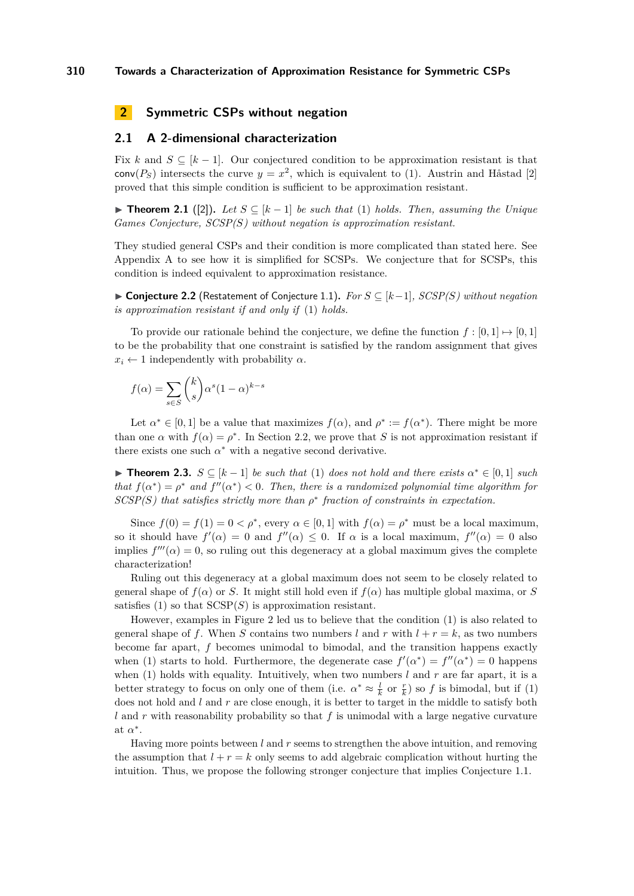## 2 Symmetric CSPs without negation

### 2.1 A 2-dimensional characterization

Fix $k$ and $S \subseteq [k-1]$. Our conjectured condition to be approximation resistant is that $\mathsf{conv}(P_S)$ intersects the curve $y = x^2$, which is equivalent to (1). Austrin and Håstad [2] proved that this simple condition is sufficient to be approximation resistant.

▶ **Theorem 2.1** ([2]). *Let $S \subseteq [k-1]$ be such that* (1) *holds. Then, assuming the Unique Games Conjecture, SCSP(S) without negation is approximation resistant.*

They studied general CSPs and their condition is more complicated than stated here. See Appendix A to see how it is simplified for SCSPs. We conjecture that for SCSPs, this condition is indeed equivalent to approximation resistance.

▶ **Conjecture 2.2** (Restatement of Conjecture 1.1). *For $S \subseteq [k-1]$, SCSP(S) without negation is approximation resistant if and only if* (1) *holds.*

To provide our rationale behind the conjecture, we define the function $f : [0,1] \mapsto [0,1]$ to be the probability that one constraint is satisfied by the random assignment that gives $x_i \leftarrow 1$ independently with probability $\alpha$.

$$f(\alpha) = \sum_{s \in S} \binom{k}{s} \alpha^s (1-\alpha)^{k-s}$$

Let $\alpha^* \in [0,1]$ be a value that maximizes $f(\alpha)$, and $\rho^* := f(\alpha^*)$. There might be more than one $\alpha$ with $f(\alpha) = \rho^*$. In Section 2.2, we prove that $S$ is not approximation resistant if there exists one such $\alpha^*$ with a negative second derivative.

▶ **Theorem 2.3.** *$S \subseteq [k-1]$ be such that* (1) *does not hold and there exists $\alpha^* \in [0,1]$ such that $f(\alpha^*) = \rho^*$ and $f''(\alpha^*) < 0$. Then, there is a randomized polynomial time algorithm for SCSP(S) that satisfies strictly more than $\rho^*$ fraction of constraints in expectation.*

Since $f(0) = f(1) = 0 < \rho^*$, every $\alpha \in [0,1]$ with $f(\alpha) = \rho^*$ must be a local maximum, so it should have $f'(\alpha) = 0$ and $f''(\alpha) \leq 0$. If $\alpha$ is a local maximum, $f''(\alpha) = 0$ also implies $f'''(\alpha) = 0$, so ruling out this degeneracy at a global maximum gives the complete characterization!

Ruling out this degeneracy at a global maximum does not seem to be closely related to general shape of $f(\alpha)$ or $S$. It might still hold even if $f(\alpha)$ has multiple global maxima, or $S$ satisfies (1) so that SCSP($S$) is approximation resistant.

However, examples in Figure 2 led us to believe that the condition (1) is also related to general shape of $f$. When $S$ contains two numbers $l$ and $r$ with $l + r = k$, as two numbers become far apart, $f$ becomes unimodal to bimodal, and the transition happens exactly when (1) starts to hold. Furthermore, the degenerate case $f'(\alpha^*) = f''(\alpha^*) = 0$ happens when (1) holds with equality. Intuitively, when two numbers $l$ and $r$ are far apart, it is a better strategy to focus on only one of them (i.e. $\alpha^* \approx \frac{l}{k}$ or $\frac{r}{k}$) so $f$ is bimodal, but if (1) does not hold and $l$ and $r$ are close enough, it is better to target in the middle to satisfy both $l$ and $r$ with reasonability probability so that $f$ is unimodal with a large negative curvature at $\alpha^*$.

Having more points between $l$ and $r$ seems to strengthen the above intuition, and removing the assumption that $l + r = k$ only seems to add algebraic complication without hurting the intuition. Thus, we propose the following stronger conjecture that implies Conjecture 1.1.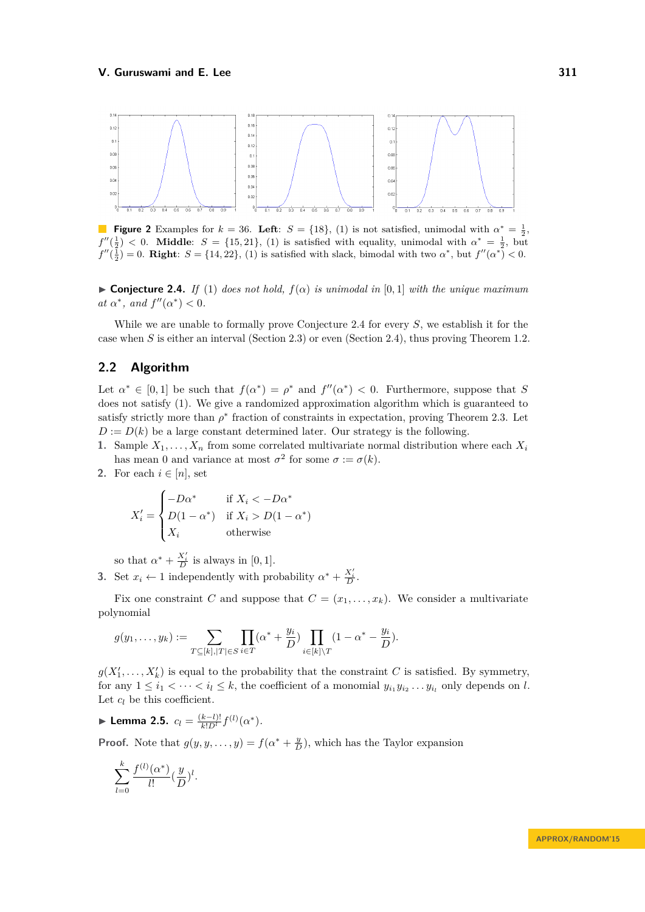**Figure 2** Examples for $k = 36$. **Left**: $S = \{18\}$, (1) is not satisfied, unimodal with $\alpha^* = \frac{1}{2}$, $f''(\frac{1}{2}) < 0$. **Middle**: $S = \{15, 21\}$, (1) is satisfied with equality, unimodal with $\alpha^* = \frac{1}{2}$, but $f''(\frac{1}{2}) = 0$. **Right**: $S = \{14, 22\}$, (1) is satisfied with slack, bimodal with two $\alpha^*$, but $f''(\alpha^*) < 0$.

▶ **Conjecture 2.4.** *If* (1) *does not hold,* $f(\alpha)$ *is unimodal in* $[0, 1]$ *with the unique maximum at* $\alpha^*$*, and* $f''(\alpha^*) < 0$.

While we are unable to formally prove Conjecture 2.4 for every $S$, we establish it for the case when $S$ is either an interval (Section 2.3) or even (Section 2.4), thus proving Theorem 1.2.

## 2.2 Algorithm

Let $\alpha^* \in [0, 1]$ be such that $f(\alpha^*) = \rho^*$ and $f''(\alpha^*) < 0$. Furthermore, suppose that $S$ does not satisfy (1). We give a randomized approximation algorithm which is guaranteed to satisfy strictly more than $\rho^*$ fraction of constraints in expectation, proving Theorem 2.3. Let $D := D(k)$ be a large constant determined later. Our strategy is the following.

1. Sample $X_1, \ldots, X_n$ from some correlated multivariate normal distribution where each $X_i$ has mean 0 and variance at most $\sigma^2$ for some $\sigma := \sigma(k)$.
2. For each $i \in [n]$, set

$$X'_i = \begin{cases} -D\alpha^* & \text{if } X_i < -D\alpha^* \\ D(1 - \alpha^*) & \text{if } X_i > D(1 - \alpha^*) \\ X_i & \text{otherwise} \end{cases}$$

   so that $\alpha^* + \frac{X'_i}{D}$ is always in $[0, 1]$.
3. Set $x_i \leftarrow 1$ independently with probability $\alpha^* + \frac{X'_i}{D}$.

Fix one constraint $C$ and suppose that $C = (x_1, \ldots, x_k)$. We consider a multivariate polynomial

$$g(y_1, \ldots, y_k) := \sum_{T \subseteq [k], |T| \in S} \prod_{i \in T} (\alpha^* + \frac{y_i}{D}) \prod_{i \in [k] \setminus T} (1 - \alpha^* - \frac{y_i}{D}).$$

$g(X'_1, \ldots, X'_k)$ is equal to the probability that the constraint $C$ is satisfied. By symmetry, for any $1 \leq i_1 < \cdots < i_l \leq k$, the coefficient of a monomial $y_{i_1} y_{i_2} \ldots y_{i_l}$ only depends on $l$. Let $c_l$ be this coefficient.

▶ **Lemma 2.5.** $c_l = \frac{(k-l)!}{k! D^l} f^{(l)}(\alpha^*)$.

**Proof.** Note that $g(y, y, \ldots, y) = f(\alpha^* + \frac{y}{D})$, which has the Taylor expansion

$$\sum_{l=0}^{k} \frac{f^{(l)}(\alpha^*)}{l!} (\frac{y}{D})^l.$$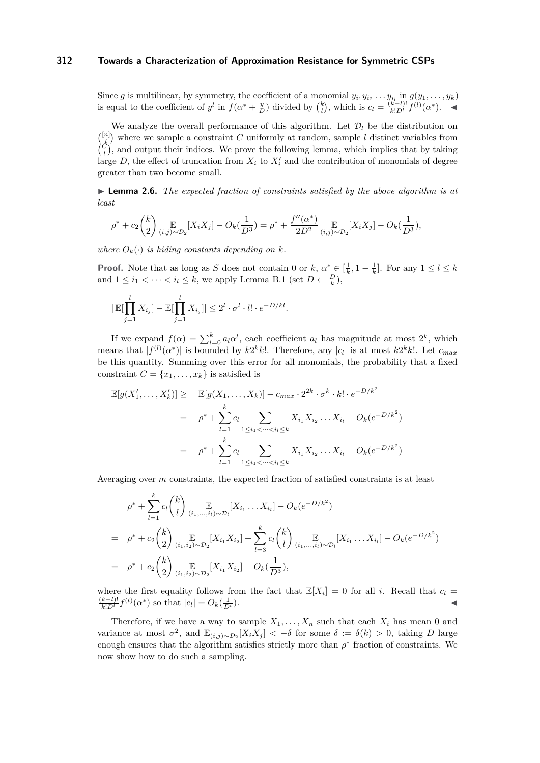Since $g$ is multilinear, by symmetry, the coefficient of a monomial $y_{i_1} y_{i_2} \dots y_{i_l}$ in $g(y_1, \dots, y_k)$ is equal to the coefficient of $y^l$ in $f(\alpha^* + \frac{y}{D})$ divided by $\binom{k}{l}$, which is $c_l = \frac{(k-l)!}{k! D^l} f^{(l)}(\alpha^*)$. ◀

We analyze the overall performance of this algorithm. Let $\mathcal{D}_l$ be the distribution on $\binom{[n]}{l}$ where we sample a constraint $C$ uniformly at random, sample $l$ distinct variables from $\binom{C}{l}$, and output their indices. We prove the following lemma, which implies that by taking large $D$, the effect of truncation from $X_i$ to $X'_i$ and the contribution of monomials of degree greater than two become small.

▶ **Lemma 2.6.** *The expected fraction of constraints satisfied by the above algorithm is at least*

$$\rho^* + c_2 \binom{k}{2} \mathop{\mathbb{E}}_{(i,j) \sim \mathcal{D}_2} [X_i X_j] - O_k(\frac{1}{D^3}) = \rho^* + \frac{f''(\alpha^*)}{2D^2} \mathop{\mathbb{E}}_{(i,j) \sim \mathcal{D}_2} [X_i X_j] - O_k(\frac{1}{D^3}),$$

*where $O_k(\cdot)$ is hiding constants depending on $k$.*

**Proof.** Note that as long as $S$ does not contain 0 or $k$, $\alpha^* \in [\frac{1}{k}, 1 - \frac{1}{k}]$. For any $1 \le l \le k$ and $1 \le i_1 < \dots < i_l \le k$, we apply Lemma B.1 (set $D \leftarrow \frac{D}{k}$),

$$|\mathbb{E}[\prod_{j=1}^{l} X_{i_j}] - \mathbb{E}[\prod_{j=1}^{l} X_{i_j}]| \le 2^l \cdot \sigma^l \cdot l! \cdot e^{-D/kl}.$$

If we expand $f(\alpha) = \sum_{l=0}^{k} a_l \alpha^l$, each coefficient $a_l$ has magnitude at most $2^k$, which means that $|f^{(l)}(\alpha^*)|$ is bounded by $k 2^k k!$. Therefore, any $|c_l|$ is at most $k 2^k k!$. Let $c_{max}$ be this quantity. Summing over this error for all monomials, the probability that a fixed constraint $C = \{x_1, \dots, x_k\}$ is satisfied is

$$\begin{aligned}
\mathbb{E}[g(X'_1, \dots, X'_k)] \ge &\quad \mathbb{E}[g(X_1, \dots, X_k)] - c_{max} \cdot 2^{2k} \cdot \sigma^k \cdot k! \cdot e^{-D/k^2} \\
= &\quad \rho^* + \sum_{l=1}^{k} c_l \sum_{1 \le i_1 < \dots < i_l \le k} X_{i_1} X_{i_2} \dots X_{i_l} - O_k(e^{-D/k^2}) \\
= &\quad \rho^* + \sum_{l=1}^{k} c_l \sum_{1 \le i_1 < \dots < i_l \le k} X_{i_1} X_{i_2} \dots X_{i_l} - O_k(e^{-D/k^2})
\end{aligned}$$

Averaging over $m$ constraints, the expected fraction of satisfied constraints is at least

$$\begin{aligned}
& \rho^* + \sum_{l=1}^{k} c_l \binom{k}{l} \mathop{\mathbb{E}}_{(i_1, \dots, i_l) \sim \mathcal{D}_l} [X_{i_1} \dots X_{i_l}] - O_k(e^{-D/k^2}) \\
= & \quad \rho^* + c_2 \binom{k}{2} \mathop{\mathbb{E}}_{(i_1, i_2) \sim \mathcal{D}_2} [X_{i_1} X_{i_2}] + \sum_{l=3}^{k} c_l \binom{k}{l} \mathop{\mathbb{E}}_{(i_1, \dots, i_l) \sim \mathcal{D}_l} [X_{i_1} \dots X_{i_l}] - O_k(e^{-D/k^2}) \\
= & \quad \rho^* + c_2 \binom{k}{2} \mathop{\mathbb{E}}_{(i_1, i_2) \sim \mathcal{D}_2} [X_{i_1} X_{i_2}] - O_k(\frac{1}{D^3}),
\end{aligned}$$

where the first equality follows from the fact that $\mathbb{E}[X_i] = 0$ for all $i$. Recall that $c_l = \frac{(k-l)!}{k! D^l} f^{(l)}(\alpha^*)$ so that $|c_l| = O_k(\frac{1}{D^l})$. ◀

Therefore, if we have a way to sample $X_1, \dots, X_n$ such that each $X_i$ has mean 0 and variance at most $\sigma^2$, and $\mathbb{E}_{(i,j) \sim \mathcal{D}_2}[X_i X_j] < -\delta$ for some $\delta := \delta(k) > 0$, taking $D$ large enough ensures that the algorithm satisfies strictly more than $\rho^*$ fraction of constraints. We now show how to do such a sampling.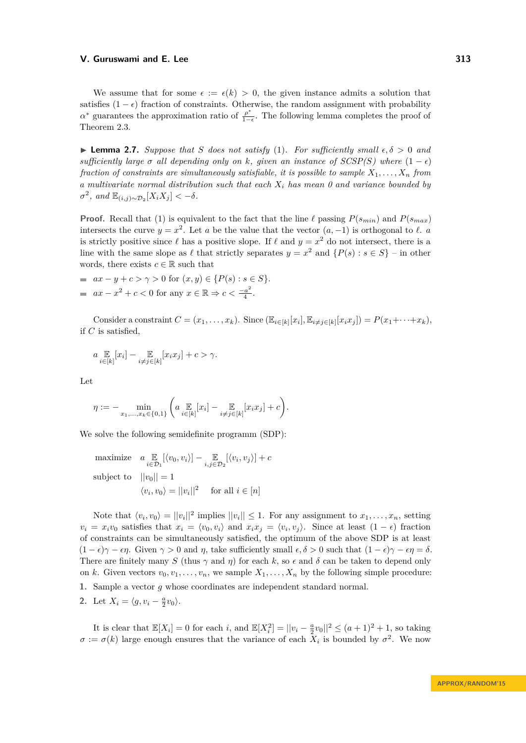We assume that for some $\epsilon := \epsilon(k) > 0$, the given instance admits a solution that satisfies $(1 - \epsilon)$ fraction of constraints. Otherwise, the random assignment with probability $\alpha^*$ guarantees the approximation ratio of $\frac{\rho^*}{1-\epsilon}$. The following lemma completes the proof of Theorem 2.3.

▶ **Lemma 2.7.** *Suppose that $S$ does not satisfy (1). For sufficiently small $\epsilon, \delta > 0$ and sufficiently large $\sigma$ all depending only on $k$, given an instance of SCSP(S) where $(1 - \epsilon)$ fraction of constraints are simultaneously satisfiable, it is possible to sample $X_1, \ldots, X_n$ from a multivariate normal distribution such that each $X_i$ has mean 0 and variance bounded by $\sigma^2$, and $\mathbb{E}_{(i,j)\sim\mathcal{D}_2}[X_i X_j] < -\delta$.*

**Proof.** Recall that (1) is equivalent to the fact that the line $\ell$ passing $P(s_{min})$ and $P(s_{max})$ intersects the curve $y = x^2$. Let $a$ be the value that the vector $(a, -1)$ is orthogonal to $\ell$. $a$ is strictly positive since $\ell$ has a positive slope. If $\ell$ and $y = x^2$ do not intersect, there is a line with the same slope as $\ell$ that strictly separates $y = x^2$ and $\{P(s) : s \in S\}$ – in other words, there exists $c \in \mathbb{R}$ such that

- $ax - y + c > \gamma > 0$ for $(x, y) \in \{P(s) : s \in S\}$.
- $ax - x^2 + c < 0$ for any $x \in \mathbb{R} \Rightarrow c < \frac{-a^2}{4}$.

Consider a constraint $C = (x_1, \ldots, x_k)$. Since $(\mathbb{E}_{i\in[k]}[x_i], \mathbb{E}_{i\neq j\in[k]}[x_i x_j]) = P(x_1 + \cdots + x_k)$, if $C$ is satisfied,

$$a \mathop{\mathbb{E}}_{i\in[k]}[x_i] - \mathop{\mathbb{E}}_{i\neq j\in[k]}[x_i x_j] + c > \gamma.$$

Let

$$\eta := - \min_{x_1,\ldots,x_k\in\{0,1\}} \left( a \mathop{\mathbb{E}}_{i\in[k]}[x_i] - \mathop{\mathbb{E}}_{i\neq j\in[k]}[x_i x_j] + c \right).$$

We solve the following semidefinite programm (SDP):

$$\begin{aligned}
\text{maximize} \quad & a \mathop{\mathbb{E}}_{i\in\mathcal{D}_1}[\langle v_0, v_i\rangle] - \mathop{\mathbb{E}}_{i,j\in\mathcal{D}_2}[\langle v_i, v_j\rangle] + c \\
\text{subject to} \quad & ||v_0|| = 1 \\
& \langle v_i, v_0\rangle = ||v_i||^2 \quad \text{for all } i \in [n]
\end{aligned}$$

Note that $\langle v_i, v_0\rangle = ||v_i||^2$ implies $||v_i|| \leq 1$. For any assignment to $x_1, \ldots, x_n$, setting $v_i = x_i v_0$ satisfies that $x_i = \langle v_0, v_i\rangle$ and $x_i x_j = \langle v_i, v_j\rangle$. Since at least $(1 - \epsilon)$ fraction of constraints can be simultaneously satisfied, the optimum of the above SDP is at least $(1 - \epsilon)\gamma - \epsilon\eta$. Given $\gamma > 0$ and $\eta$, take sufficiently small $\epsilon, \delta > 0$ such that $(1 - \epsilon)\gamma - \epsilon\eta = \delta$. There are finitely many $S$ (thus $\gamma$ and $\eta$) for each $k$, so $\epsilon$ and $\delta$ can be taken to depend only on $k$. Given vectors $v_0, v_1, \ldots, v_n$, we sample $X_1, \ldots, X_n$ by the following simple procedure:

1. Sample a vector $g$ whose coordinates are independent standard normal.
2. Let $X_i = \langle g, v_i - \frac{a}{2} v_0\rangle$.

It is clear that $\mathbb{E}[X_i] = 0$ for each $i$, and $\mathbb{E}[X_i^2] = ||v_i - \frac{a}{2} v_0||^2 \leq (a + 1)^2 + 1$, so taking $\sigma := \sigma(k)$ large enough ensures that the variance of each $X_i$ is bounded by $\sigma^2$. We now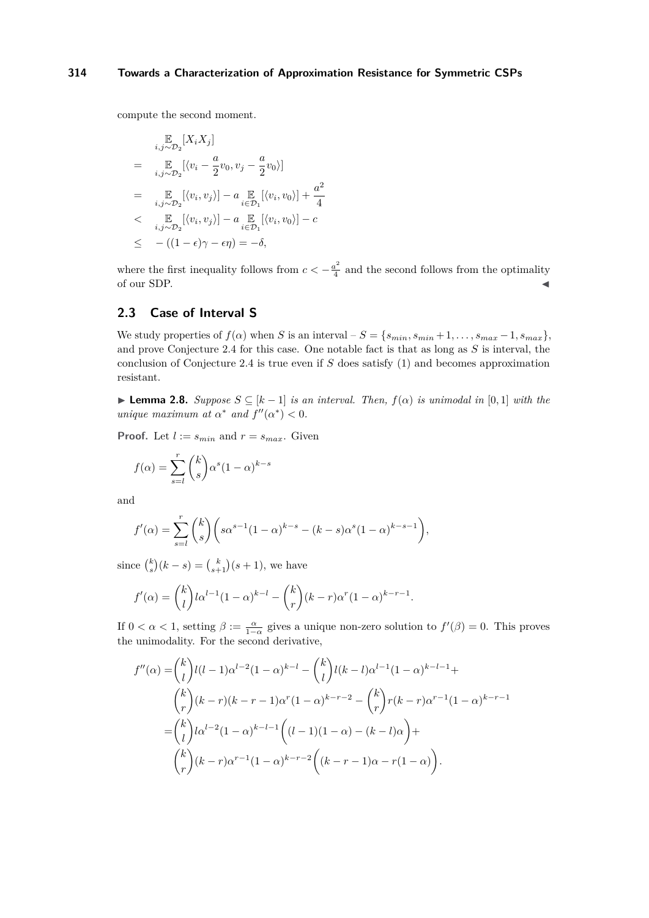compute the second moment.

$$
\begin{aligned}
& \mathop{\mathbb{E}}_{i,j\sim\mathcal{D}_2}[X_i X_j] \\
= \quad & \mathop{\mathbb{E}}_{i,j\sim\mathcal{D}_2}[\langle v_i - \frac{a}{2}v_0, v_j - \frac{a}{2}v_0\rangle] \\
= \quad & \mathop{\mathbb{E}}_{i,j\sim\mathcal{D}_2}[\langle v_i, v_j\rangle] - a \mathop{\mathbb{E}}_{i\in\mathcal{D}_1}[\langle v_i, v_0\rangle] + \frac{a^2}{4} \\
< \quad & \mathop{\mathbb{E}}_{i,j\sim\mathcal{D}_2}[\langle v_i, v_j\rangle] - a \mathop{\mathbb{E}}_{i\in\mathcal{D}_1}[\langle v_i, v_0\rangle] - c \\
\leq \quad & -((1-\epsilon)\gamma - \epsilon\eta) = -\delta,
\end{aligned}
$$

where the first inequality follows from $c < -\frac{a^2}{4}$ and the second follows from the optimality of our SDP. ◀

## 2.3 Case of Interval S

We study properties of $f(\alpha)$ when $S$ is an interval – $S = \{s_{min}, s_{min}+1, \ldots, s_{max}-1, s_{max}\}$, and prove Conjecture 2.4 for this case. One notable fact is that as long as $S$ is interval, the conclusion of Conjecture 2.4 is true even if $S$ does satisfy (1) and becomes approximation resistant.

▶ **Lemma 2.8.** *Suppose $S \subseteq [k-1]$ is an interval. Then, $f(\alpha)$ is unimodal in $[0,1]$ with the unique maximum at $\alpha^*$ and $f''(\alpha^*) < 0$.*

**Proof.** Let $l := s_{min}$ and $r = s_{max}$. Given

$$f(\alpha) = \sum_{s=l}^{r} \binom{k}{s} \alpha^s (1-\alpha)^{k-s}$$

and

$$f'(\alpha) = \sum_{s=l}^{r} \binom{k}{s} \Big( s\alpha^{s-1}(1-\alpha)^{k-s} - (k-s)\alpha^s(1-\alpha)^{k-s-1} \Big),$$

since $\binom{k}{s}(k-s) = \binom{k}{s+1}(s+1)$, we have

$$f'(\alpha) = \binom{k}{l} l\alpha^{l-1}(1-\alpha)^{k-l} - \binom{k}{r}(k-r)\alpha^r(1-\alpha)^{k-r-1}.$$

If $0 < \alpha < 1$, setting $\beta := \frac{\alpha}{1-\alpha}$ gives a unique non-zero solution to $f'(\beta) = 0$. This proves the unimodality. For the second derivative,

$$
\begin{aligned}
f''(\alpha) = & \binom{k}{l} l(l-1)\alpha^{l-2}(1-\alpha)^{k-l} - \binom{k}{l} l(k-l)\alpha^{l-1}(1-\alpha)^{k-l-1} + \\
& \binom{k}{r}(k-r)(k-r-1)\alpha^r(1-\alpha)^{k-r-2} - \binom{k}{r} r(k-r)\alpha^{r-1}(1-\alpha)^{k-r-1} \\
= & \binom{k}{l} l\alpha^{l-2}(1-\alpha)^{k-l-1}\Big((l-1)(1-\alpha) - (k-l)\alpha\Big) + \\
& \binom{k}{r}(k-r)\alpha^{r-1}(1-\alpha)^{k-r-2}\Big((k-r-1)\alpha - r(1-\alpha)\Big).
\end{aligned}
$$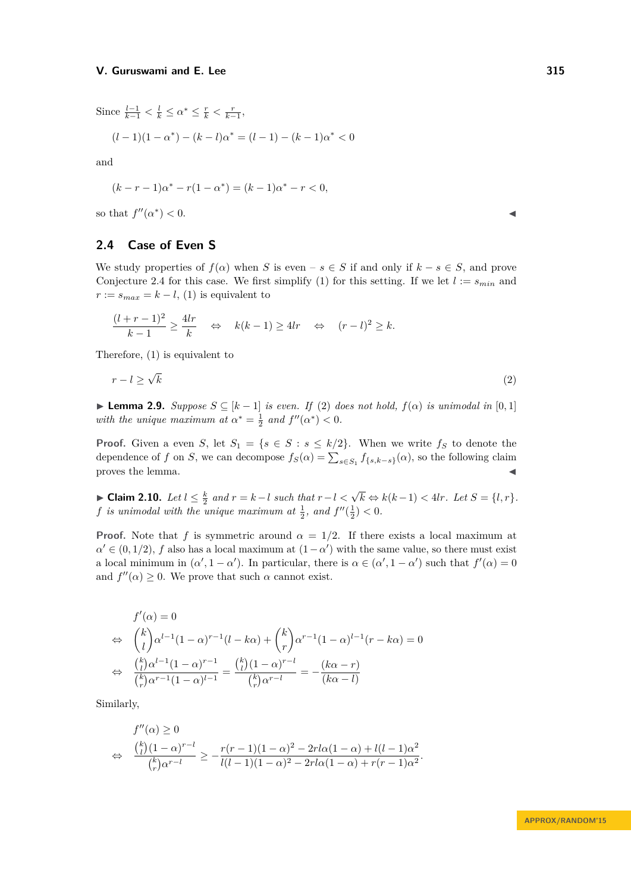Since $\frac{l-1}{k-1} < \frac{l}{k} \leq \alpha^* \leq \frac{r}{k} < \frac{r}{k-1}$,

$$(l-1)(1-\alpha^*) - (k-l)\alpha^* = (l-1) - (k-1)\alpha^* < 0$$

and

$$(k-r-1)\alpha^* - r(1-\alpha^*) = (k-1)\alpha^* - r < 0,$$

so that $f''(\alpha^*) < 0$. ◀

## 2.4 Case of Even S

We study properties of $f(\alpha)$ when $S$ is even – $s \in S$ if and only if $k - s \in S$, and prove Conjecture 2.4 for this case. We first simplify (1) for this setting. If we let $l := s_{min}$ and $r := s_{max} = k - l$, (1) is equivalent to

$$\frac{(l+r-1)^2}{k-1} \geq \frac{4lr}{k} \quad \Leftrightarrow \quad k(k-1) \geq 4lr \quad \Leftrightarrow \quad (r-l)^2 \geq k.$$

Therefore, (1) is equivalent to

$$r - l \geq \sqrt{k} \tag{2}$$

▶ **Lemma 2.9.** *Suppose $S \subseteq [k-1]$ is even. If (2) does not hold, $f(\alpha)$ is unimodal in $[0,1]$ with the unique maximum at $\alpha^* = \frac{1}{2}$ and $f''(\alpha^*) < 0$.*

**Proof.** Given a even $S$, let $S_1 = \{s \in S : s \leq k/2\}$. When we write $f_S$ to denote the dependence of $f$ on $S$, we can decompose $f_S(\alpha) = \sum_{s \in S_1} f_{\{s,k-s\}}(\alpha)$, so the following claim proves the lemma. ◀

▶ **Claim 2.10.** *Let $l \leq \frac{k}{2}$ and $r = k - l$ such that $r - l < \sqrt{k} \Leftrightarrow k(k-1) < 4lr$. Let $S = \{l, r\}$. $f$ is unimodal with the unique maximum at $\frac{1}{2}$, and $f''(\frac{1}{2}) < 0$.*

**Proof.** Note that $f$ is symmetric around $\alpha = 1/2$. If there exists a local maximum at $\alpha' \in (0, 1/2)$, $f$ also has a local maximum at $(1-\alpha')$ with the same value, so there must exist a local minimum in $(\alpha', 1-\alpha')$. In particular, there is $\alpha \in (\alpha', 1-\alpha')$ such that $f'(\alpha) = 0$ and $f''(\alpha) \geq 0$. We prove that such $\alpha$ cannot exist.

$$\begin{aligned}
& f'(\alpha) = 0 \\
\Leftrightarrow \quad & \binom{k}{l}\alpha^{l-1}(1-\alpha)^{r-1}(l-k\alpha) + \binom{k}{r}\alpha^{r-1}(1-\alpha)^{l-1}(r-k\alpha) = 0 \\
\Leftrightarrow \quad & \frac{\binom{k}{l}\alpha^{l-1}(1-\alpha)^{r-1}}{\binom{k}{r}\alpha^{r-1}(1-\alpha)^{l-1}} = \frac{\binom{k}{l}(1-\alpha)^{r-l}}{\binom{k}{r}\alpha^{r-l}} = -\frac{(k\alpha - r)}{(k\alpha - l)}
\end{aligned}$$

Similarly,

$$\begin{aligned}
& f''(\alpha) \geq 0 \\
\Leftrightarrow \quad & \frac{\binom{k}{l}(1-\alpha)^{r-l}}{\binom{k}{r}\alpha^{r-l}} \geq -\frac{r(r-1)(1-\alpha)^2 - 2rl\alpha(1-\alpha) + l(l-1)\alpha^2}{l(l-1)(1-\alpha)^2 - 2rl\alpha(1-\alpha) + r(r-1)\alpha^2}.
\end{aligned}$$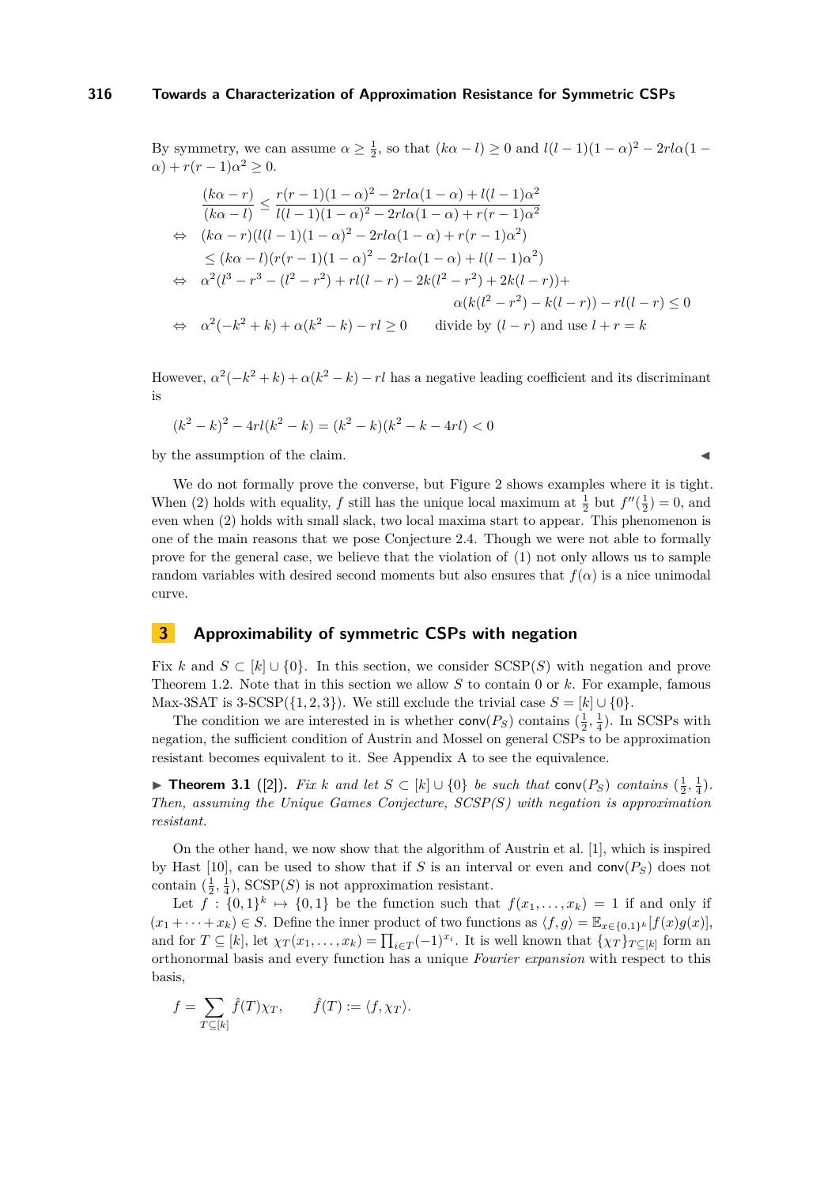By symmetry, we can assume $\alpha \geq \frac{1}{2}$, so that $(k\alpha - l) \geq 0$ and $l(l-1)(1-\alpha)^2 - 2rl\alpha(1-\alpha) + r(r-1)\alpha^2 \geq 0$.

$$
\begin{aligned}
& \frac{(k\alpha - r)}{(k\alpha - l)} \leq \frac{r(r-1)(1-\alpha)^2 - 2rl\alpha(1-\alpha) + l(l-1)\alpha^2}{l(l-1)(1-\alpha)^2 - 2rl\alpha(1-\alpha) + r(r-1)\alpha^2} \\
\Leftrightarrow \quad & (k\alpha - r)(l(l-1)(1-\alpha)^2 - 2rl\alpha(1-\alpha) + r(r-1)\alpha^2) \\
& \leq (k\alpha - l)(r(r-1)(1-\alpha)^2 - 2rl\alpha(1-\alpha) + l(l-1)\alpha^2) \\
\Leftrightarrow \quad & \alpha^2(l^3 - r^3 - (l^2 - r^2) + rl(l-r) - 2k(l^2 - r^2) + 2k(l-r)) + \\
& \qquad \alpha(k(l^2 - r^2) - k(l-r)) - rl(l-r) \leq 0 \\
\Leftrightarrow \quad & \alpha^2(-k^2 + k) + \alpha(k^2 - k) - rl \geq 0 \qquad \text{divide by } (l-r) \text{ and use } l + r = k
\end{aligned}
$$

However, $\alpha^2(-k^2+k) + \alpha(k^2-k) - rl$ has a negative leading coefficient and its discriminant is

$$(k^2 - k)^2 - 4rl(k^2 - k) = (k^2 - k)(k^2 - k - 4rl) < 0$$

by the assumption of the claim. ◀

We do not formally prove the converse, but Figure 2 shows examples where it is tight. When (2) holds with equality, $f$ still has the unique local maximum at $\frac{1}{2}$ but $f''(\frac{1}{2}) = 0$, and even when (2) holds with small slack, two local maxima start to appear. This phenomenon is one of the main reasons that we pose Conjecture 2.4. Though we were not able to formally prove for the general case, we believe that the violation of (1) not only allows us to sample random variables with desired second moments but also ensures that $f(\alpha)$ is a nice unimodal curve.

## 3 Approximability of symmetric CSPs with negation

Fix $k$ and $S \subset [k] \cup \{0\}$. In this section, we consider SCSP($S$) with negation and prove Theorem 1.2. Note that in this section we allow $S$ to contain 0 or $k$. For example, famous Max-3SAT is 3-SCSP($\{1, 2, 3\}$). We still exclude the trivial case $S = [k] \cup \{0\}$.

The condition we are interested in is whether $\mathsf{conv}(P_S)$ contains $(\frac{1}{2}, \frac{1}{4})$. In SCSPs with negation, the sufficient condition of Austrin and Mossel on general CSPs to be approximation resistant becomes equivalent to it. See Appendix A to see the equivalence.

▶ **Theorem 3.1** ([2]). *Fix $k$ and let $S \subset [k] \cup \{0\}$ be such that $\mathsf{conv}(P_S)$ contains $(\frac{1}{2}, \frac{1}{4})$. Then, assuming the Unique Games Conjecture, SCSP(S) with negation is approximation resistant.*

On the other hand, we now show that the algorithm of Austrin et al. [1], which is inspired by Hast [10], can be used to show that if $S$ is an interval or even and $\mathsf{conv}(P_S)$ does not contain $(\frac{1}{2}, \frac{1}{4})$, SCSP($S$) is not approximation resistant.

Let $f : \{0,1\}^k \mapsto \{0,1\}$ be the function such that $f(x_1, \ldots, x_k) = 1$ if and only if $(x_1 + \cdots + x_k) \in S$. Define the inner product of two functions as $\langle f, g \rangle = \mathbb{E}_{x \in \{0,1\}^k}[f(x)g(x)]$, and for $T \subseteq [k]$, let $\chi_T(x_1, \ldots, x_k) = \prod_{i \in T}(-1)^{x_i}$. It is well known that $\{\chi_T\}_{T \subseteq [k]}$ form an orthonormal basis and every function has a unique *Fourier expansion* with respect to this basis,

$$f = \sum_{T \subseteq [k]} \hat{f}(T)\chi_T, \qquad \hat{f}(T) := \langle f, \chi_T \rangle.$$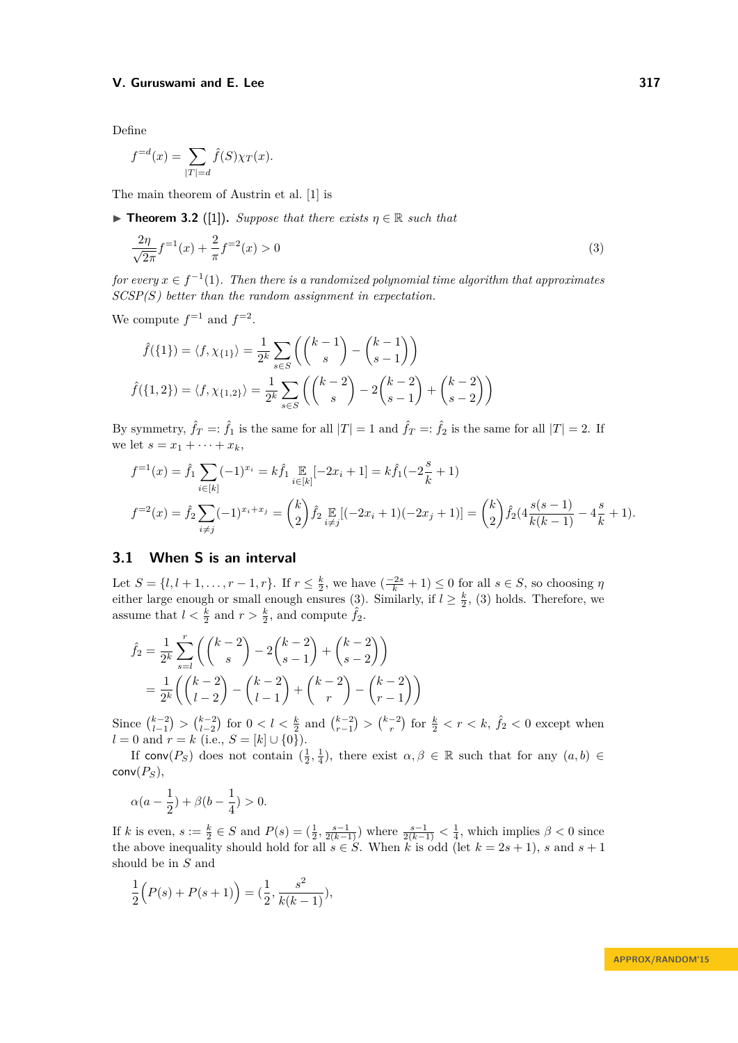Define

$$f^{=d}(x) = \sum_{|T|=d} \hat{f}(S)\chi_T(x).$$

The main theorem of Austrin et al. [1] is

▶ **Theorem 3.2** ([1]). *Suppose that there exists $\eta \in \mathbb{R}$ such that*

$$\frac{2\eta}{\sqrt{2\pi}} f^{=1}(x) + \frac{2}{\pi} f^{=2}(x) > 0 \tag{3}$$

*for every $x \in f^{-1}(1)$. Then there is a randomized polynomial time algorithm that approximates SCSP(S) better than the random assignment in expectation.*

We compute $f^{=1}$ and $f^{=2}$.

$$\hat{f}(\{1\}) = \langle f, \chi_{\{1\}} \rangle = \frac{1}{2^k} \sum_{s \in S} \left( \binom{k-1}{s} - \binom{k-1}{s-1} \right)$$

$$\hat{f}(\{1,2\}) = \langle f, \chi_{\{1,2\}} \rangle = \frac{1}{2^k} \sum_{s \in S} \left( \binom{k-2}{s} - 2\binom{k-2}{s-1} + \binom{k-2}{s-2} \right)$$

By symmetry, $\hat{f}_T =: \hat{f}_1$ is the same for all $|T| = 1$ and $\hat{f}_T =: \hat{f}_2$ is the same for all $|T| = 2$. If we let $s = x_1 + \cdots + x_k$,

$$f^{=1}(x) = \hat{f}_1 \sum_{i \in [k]} (-1)^{x_i} = k\hat{f}_1 \mathop{\mathbb{E}}_{i \in [k]}[-2x_i + 1] = k\hat{f}_1(-2\frac{s}{k} + 1)$$

$$f^{=2}(x) = \hat{f}_2 \sum_{i \neq j} (-1)^{x_i + x_j} = \binom{k}{2} \hat{f}_2 \mathop{\mathbb{E}}_{i \neq j}[(-2x_i + 1)(-2x_j + 1)] = \binom{k}{2} \hat{f}_2 (4\frac{s(s-1)}{k(k-1)} - 4\frac{s}{k} + 1).$$

## 3.1 When S is an interval

Let $S = \{l, l+1, \ldots, r-1, r\}$. If $r \leq \frac{k}{2}$, we have $(\frac{-2s}{k} + 1) \leq 0$ for all $s \in S$, so choosing $\eta$ either large enough or small enough ensures (3). Similarly, if $l \geq \frac{k}{2}$, (3) holds. Therefore, we assume that $l < \frac{k}{2}$ and $r > \frac{k}{2}$, and compute $\hat{f}_2$.

$$\begin{aligned}
\hat{f}_2 &= \frac{1}{2^k} \sum_{s=l}^{r} \left( \binom{k-2}{s} - 2\binom{k-2}{s-1} + \binom{k-2}{s-2} \right) \\
&= \frac{1}{2^k} \left( \binom{k-2}{l-2} - \binom{k-2}{l-1} + \binom{k-2}{r} - \binom{k-2}{r-1} \right)
\end{aligned}$$

Since $\binom{k-2}{l-1} > \binom{k-2}{l-2}$ for $0 < l < \frac{k}{2}$ and $\binom{k-2}{r-1} > \binom{k-2}{r}$ for $\frac{k}{2} < r < k$, $\hat{f}_2 < 0$ except when $l = 0$ and $r = k$ (i.e., $S = [k] \cup \{0\}$).

If $\mathsf{conv}(P_S)$ does not contain $(\frac{1}{2}, \frac{1}{4})$, there exist $\alpha, \beta \in \mathbb{R}$ such that for any $(a, b) \in \mathsf{conv}(P_S)$,

$$\alpha(a - \frac{1}{2}) + \beta(b - \frac{1}{4}) > 0.$$

If $k$ is even, $s := \frac{k}{2} \in S$ and $P(s) = (\frac{1}{2}, \frac{s-1}{2(k-1)})$ where $\frac{s-1}{2(k-1)} < \frac{1}{4}$, which implies $\beta < 0$ since the above inequality should hold for all $s \in S$. When $k$ is odd (let $k = 2s + 1$), $s$ and $s + 1$ should be in $S$ and

$$\frac{1}{2}\Big(P(s) + P(s+1)\Big) = (\frac{1}{2}, \frac{s^2}{k(k-1)}),$$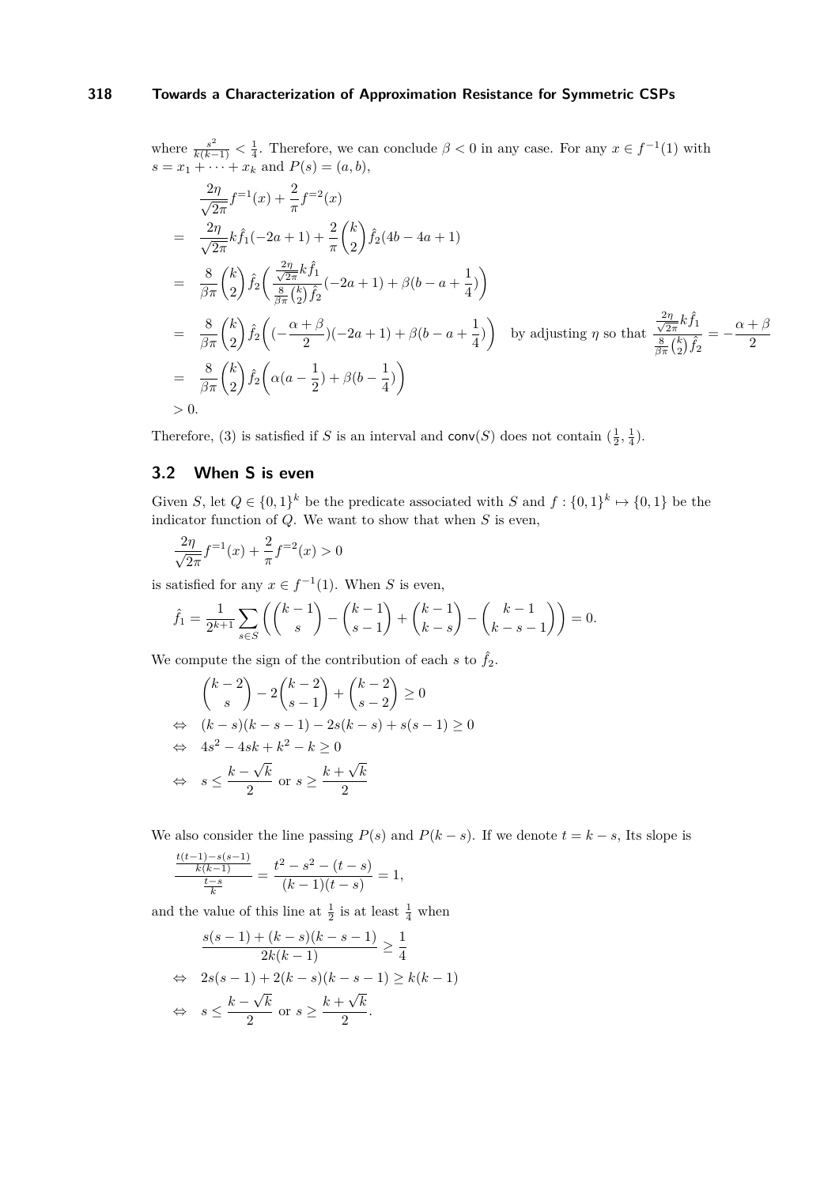where $\frac{s^2}{k(k-1)} < \frac{1}{4}$. Therefore, we can conclude $\beta < 0$ in any case. For any $x \in f^{-1}(1)$ with $s = x_1 + \cdots + x_k$ and $P(s) = (a, b)$,

$$
\begin{aligned}
& \frac{2\eta}{\sqrt{2\pi}} f^{=1}(x) + \frac{2}{\pi} f^{=2}(x) \\
= \;& \frac{2\eta}{\sqrt{2\pi}} k \hat{f}_1(-2a+1) + \frac{2}{\pi}\binom{k}{2}\hat{f}_2(4b-4a+1) \\
= \;& \frac{8}{\beta\pi}\binom{k}{2}\hat{f}_2\bigg(\frac{\frac{2\eta}{\sqrt{2\pi}}k\hat{f}_1}{\frac{8}{\beta\pi}\binom{k}{2}\hat{f}_2}(-2a+1) + \beta(b-a+\frac{1}{4})\bigg) \\
= \;& \frac{8}{\beta\pi}\binom{k}{2}\hat{f}_2\bigg((-\frac{\alpha+\beta}{2})(-2a+1) + \beta(b-a+\frac{1}{4})\bigg) \quad \text{by adjusting } \eta \text{ so that } \frac{\frac{2\eta}{\sqrt{2\pi}}k\hat{f}_1}{\frac{8}{\beta\pi}\binom{k}{2}\hat{f}_2} = -\frac{\alpha+\beta}{2} \\
= \;& \frac{8}{\beta\pi}\binom{k}{2}\hat{f}_2\bigg(\alpha(a-\frac{1}{2}) + \beta(b-\frac{1}{4})\bigg) \\
> \;& 0.
\end{aligned}
$$

Therefore, (3) is satisfied if $S$ is an interval and $\mathsf{conv}(S)$ does not contain $(\frac{1}{2}, \frac{1}{4})$.

## 3.2 When S is even

Given $S$, let $Q \in \{0,1\}^k$ be the predicate associated with $S$ and $f : \{0,1\}^k \mapsto \{0,1\}$ be the indicator function of $Q$. We want to show that when $S$ is even,

$$\frac{2\eta}{\sqrt{2\pi}} f^{=1}(x) + \frac{2}{\pi} f^{=2}(x) > 0$$

is satisfied for any $x \in f^{-1}(1)$. When $S$ is even,

$$\hat{f}_1 = \frac{1}{2^{k+1}} \sum_{s \in S} \bigg(\binom{k-1}{s} - \binom{k-1}{s-1} + \binom{k-1}{k-s} - \binom{k-1}{k-s-1}\bigg) = 0.$$

We compute the sign of the contribution of each $s$ to $\hat{f}_2$.

$$
\begin{aligned}
& \binom{k-2}{s} - 2\binom{k-2}{s-1} + \binom{k-2}{s-2} \geq 0 \\
\Leftrightarrow \quad & (k-s)(k-s-1) - 2s(k-s) + s(s-1) \geq 0 \\
\Leftrightarrow \quad & 4s^2 - 4sk + k^2 - k \geq 0 \\
\Leftrightarrow \quad & s \leq \frac{k-\sqrt{k}}{2} \text{ or } s \geq \frac{k+\sqrt{k}}{2}
\end{aligned}
$$

We also consider the line passing $P(s)$ and $P(k-s)$. If we denote $t = k - s$, Its slope is

$$\frac{\frac{t(t-1)-s(s-1)}{k(k-1)}}{\frac{t-s}{k}} = \frac{t^2 - s^2 - (t-s)}{(k-1)(t-s)} = 1,$$

and the value of this line at $\frac{1}{2}$ is at least $\frac{1}{4}$ when

$$
\begin{aligned}
& \frac{s(s-1) + (k-s)(k-s-1)}{2k(k-1)} \geq \frac{1}{4} \\
\Leftrightarrow \quad & 2s(s-1) + 2(k-s)(k-s-1) \geq k(k-1) \\
\Leftrightarrow \quad & s \leq \frac{k-\sqrt{k}}{2} \text{ or } s \geq \frac{k+\sqrt{k}}{2}.
\end{aligned}
$$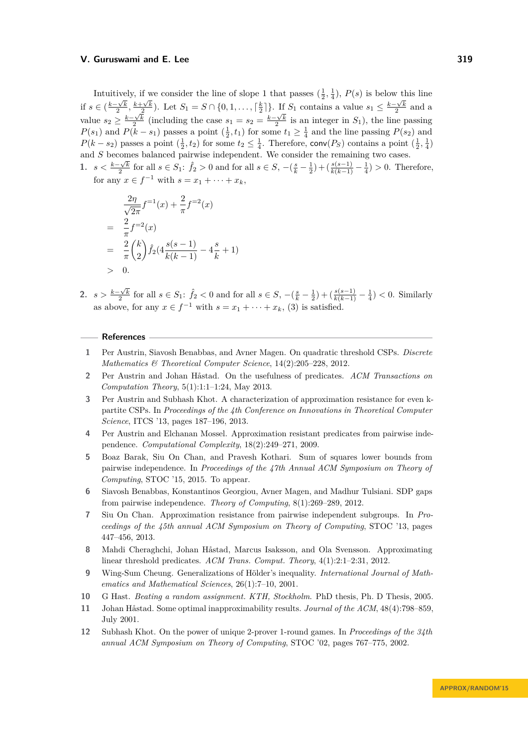Intuitively, if we consider the line of slope 1 that passes $(\frac{1}{2}, \frac{1}{4})$, $P(s)$ is below this line if $s \in (\frac{k-\sqrt{k}}{2}, \frac{k+\sqrt{k}}{2})$. Let $S_1 = S \cap \{0, 1, \dots, \lceil \frac{k}{2} \rceil\}$. If $S_1$ contains a value $s_1 \leq \frac{k-\sqrt{k}}{2}$ and a value $s_2 \geq \frac{k-\sqrt{k}}{2}$ (including the case $s_1 = s_2 = \frac{k-\sqrt{k}}{2}$ is an integer in $S_1$), the line passing $P(s_1)$ and $P(k - s_1)$ passes a point $(\frac{1}{2}, t_1)$ for some $t_1 \geq \frac{1}{4}$ and the line passing $P(s_2)$ and $P(k - s_2)$ passes a point $(\frac{1}{2}, t_2)$ for some $t_2 \leq \frac{1}{4}$. Therefore, $\mathsf{conv}(P_S)$ contains a point $(\frac{1}{2}, \frac{1}{4})$ and $S$ becomes balanced pairwise independent. We consider the remaining two cases.

1. $s < \frac{k-\sqrt{k}}{2}$ for all $s \in S_1$: $\hat{f}_2 > 0$ and for all $s \in S$, $-(\frac{s}{k} - \frac{1}{2}) + (\frac{s(s-1)}{k(k-1)} - \frac{1}{4}) > 0$. Therefore, for any $x \in f^{-1}$ with $s = x_1 + \cdots + x_k$,

$$
\begin{aligned}
& \frac{2\eta}{\sqrt{2\pi}} f^{=1}(x) + \frac{2}{\pi} f^{=2}(x) \\
= \quad & \frac{2}{\pi} f^{=2}(x) \\
= \quad & \frac{2}{\pi} \binom{k}{2} \hat{f}_2 (4\frac{s(s-1)}{k(k-1)} - 4\frac{s}{k} + 1) \\
> \quad & 0.
\end{aligned}
$$

2. $s > \frac{k-\sqrt{k}}{2}$ for all $s \in S_1$: $\hat{f}_2 < 0$ and for all $s \in S$, $-(\frac{s}{k} - \frac{1}{2}) + (\frac{s(s-1)}{k(k-1)} - \frac{1}{4}) < 0$. Similarly as above, for any $x \in f^{-1}$ with $s = x_1 + \cdots + x_k$, (3) is satisfied.

## References

1. Per Austrin, Siavosh Benabbas, and Avner Magen. On quadratic threshold CSPs. *Discrete Mathematics & Theoretical Computer Science*, 14(2):205–228, 2012.
2. Per Austrin and Johan Håstad. On the usefulness of predicates. *ACM Transactions on Computation Theory*, 5(1):1:1–1:24, May 2013.
3. Per Austrin and Subhash Khot. A characterization of approximation resistance for even k-partite CSPs. In *Proceedings of the 4th Conference on Innovations in Theoretical Computer Science*, ITCS '13, pages 187–196, 2013.
4. Per Austrin and Elchanan Mossel. Approximation resistant predicates from pairwise independence. *Computational Complexity*, 18(2):249–271, 2009.
5. Boaz Barak, Siu On Chan, and Pravesh Kothari. Sum of squares lower bounds from pairwise independence. In *Proceedings of the 47th Annual ACM Symposium on Theory of Computing*, STOC '15, 2015. To appear.
6. Siavosh Benabbas, Konstantinos Georgiou, Avner Magen, and Madhur Tulsiani. SDP gaps from pairwise independence. *Theory of Computing*, 8(1):269–289, 2012.
7. Siu On Chan. Approximation resistance from pairwise independent subgroups. In *Proceedings of the 45th annual ACM Symposium on Theory of Computing*, STOC '13, pages 447–456, 2013.
8. Mahdi Cheraghchi, Johan Håstad, Marcus Isaksson, and Ola Svensson. Approximating linear threshold predicates. *ACM Trans. Comput. Theory*, 4(1):2:1–2:31, 2012.
9. Wing-Sum Cheung. Generalizations of Hölder's inequality. *International Journal of Mathematics and Mathematical Sciences*, 26(1):7–10, 2001.
10. G Hast. *Beating a random assignment. KTH, Stockholm*. PhD thesis, Ph. D Thesis, 2005.
11. Johan Håstad. Some optimal inapproximability results. *Journal of the ACM*, 48(4):798–859, July 2001.
12. Subhash Khot. On the power of unique 2-prover 1-round games. In *Proceedings of the 34th annual ACM Symposium on Theory of Computing*, STOC '02, pages 767–775, 2002.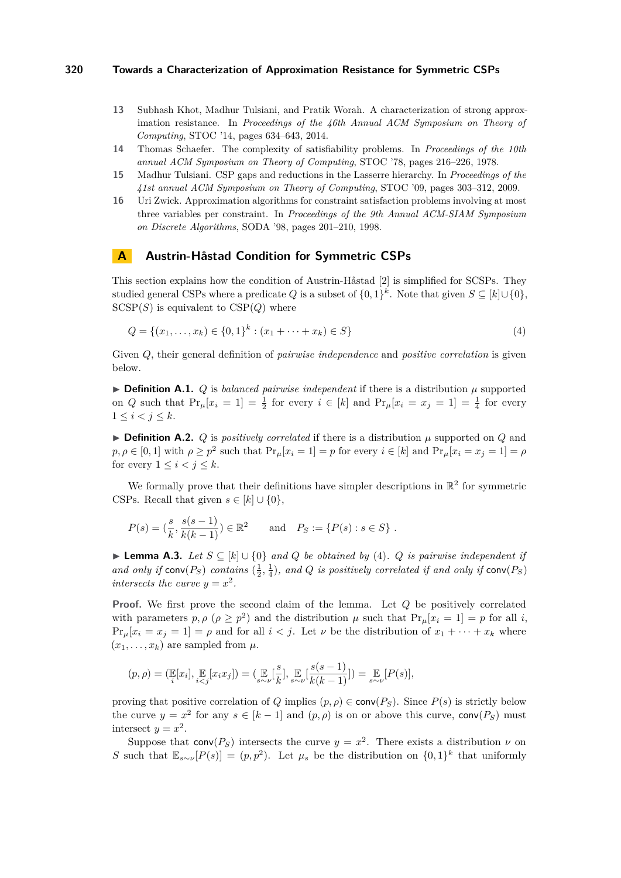13 Subhash Khot, Madhur Tulsiani, and Pratik Worah. A characterization of strong approximation resistance. In *Proceedings of the 46th Annual ACM Symposium on Theory of Computing*, STOC '14, pages 634–643, 2014.

14 Thomas Schaefer. The complexity of satisfiability problems. In *Proceedings of the 10th annual ACM Symposium on Theory of Computing*, STOC '78, pages 216–226, 1978.

15 Madhur Tulsiani. CSP gaps and reductions in the Lasserre hierarchy. In *Proceedings of the 41st annual ACM Symposium on Theory of Computing*, STOC '09, pages 303–312, 2009.

16 Uri Zwick. Approximation algorithms for constraint satisfaction problems involving at most three variables per constraint. In *Proceedings of the 9th Annual ACM-SIAM Symposium on Discrete Algorithms*, SODA '98, pages 201–210, 1998.

## A Austrin-Håstad Condition for Symmetric CSPs

This section explains how the condition of Austrin-Håstad [2] is simplified for SCSPs. They studied general CSPs where a predicate $Q$ is a subset of $\{0,1\}^k$. Note that given $S \subseteq [k] \cup \{0\}$, SCSP($S$) is equivalent to CSP($Q$) where

$$Q = \{(x_1, \ldots, x_k) \in \{0,1\}^k : (x_1 + \cdots + x_k) \in S\} \tag{4}$$

Given $Q$, their general definition of *pairwise independence* and *positive correlation* is given below.

▶ **Definition A.1.** $Q$ is *balanced pairwise independent* if there is a distribution $\mu$ supported on $Q$ such that $\Pr_\mu[x_i = 1] = \frac{1}{2}$ for every $i \in [k]$ and $\Pr_\mu[x_i = x_j = 1] = \frac{1}{4}$ for every $1 \le i < j \le k$.

▶ **Definition A.2.** $Q$ is *positively correlated* if there is a distribution $\mu$ supported on $Q$ and $p, \rho \in [0,1]$ with $\rho \ge p^2$ such that $\Pr_\mu[x_i = 1] = p$ for every $i \in [k]$ and $\Pr_\mu[x_i = x_j = 1] = \rho$ for every $1 \le i < j \le k$.

We formally prove that their definitions have simpler descriptions in $\mathbb{R}^2$ for symmetric CSPs. Recall that given $s \in [k] \cup \{0\}$,

$$P(s) = \left(\frac{s}{k}, \frac{s(s-1)}{k(k-1)}\right) \in \mathbb{R}^2 \qquad \text{and} \quad P_S := \{P(s) : s \in S\} .$$

▶ **Lemma A.3.** *Let $S \subseteq [k] \cup \{0\}$ and $Q$ be obtained by (4). $Q$ is pairwise independent if and only if* $\mathsf{conv}(P_S)$ *contains $(\frac{1}{2}, \frac{1}{4})$, and $Q$ is positively correlated if and only if* $\mathsf{conv}(P_S)$ *intersects the curve $y = x^2$.*

**Proof.** We first prove the second claim of the lemma. Let $Q$ be positively correlated with parameters $p, \rho$ ($\rho \ge p^2$) and the distribution $\mu$ such that $\Pr_\mu[x_i = 1] = p$ for all $i$, $\Pr_\mu[x_i = x_j = 1] = \rho$ and for all $i < j$. Let $\nu$ be the distribution of $x_1 + \cdots + x_k$ where $(x_1, \ldots, x_k)$ are sampled from $\mu$.

$$(p, \rho) = (\mathop{\mathbb{E}}_i[x_i], \mathop{\mathbb{E}}_{i<j}[x_i x_j]) = (\mathop{\mathbb{E}}_{s\sim\nu}[\frac{s}{k}], \mathop{\mathbb{E}}_{s\sim\nu}[\frac{s(s-1)}{k(k-1)}]) = \mathop{\mathbb{E}}_{s\sim\nu}[P(s)],$$

proving that positive correlation of $Q$ implies $(p, \rho) \in \mathsf{conv}(P_S)$. Since $P(s)$ is strictly below the curve $y = x^2$ for any $s \in [k-1]$ and $(p, \rho)$ is on or above this curve, $\mathsf{conv}(P_S)$ must intersect $y = x^2$.

Suppose that $\mathsf{conv}(P_S)$ intersects the curve $y = x^2$. There exists a distribution $\nu$ on $S$ such that $\mathbb{E}_{s\sim\nu}[P(s)] = (p, p^2)$. Let $\mu_s$ be the distribution on $\{0,1\}^k$ that uniformly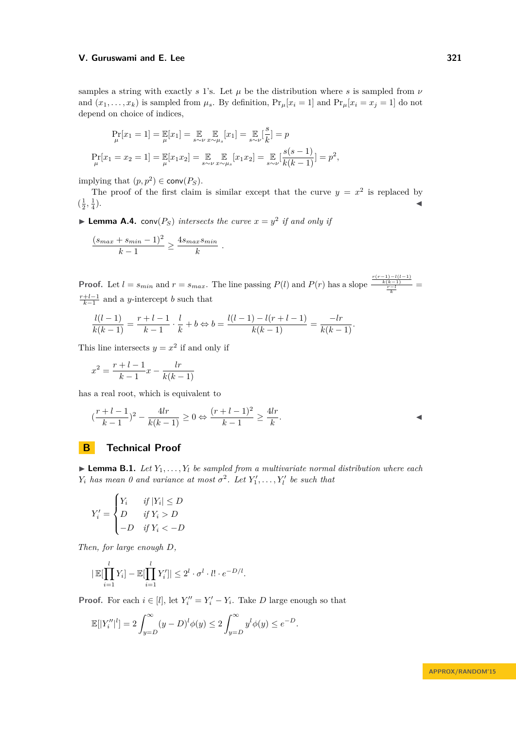samples a string with exactly $s$ 1's. Let $\mu$ be the distribution where $s$ is sampled from $\nu$ and $(x_1, \ldots, x_k)$ is sampled from $\mu_s$. By definition, $\Pr_\mu[x_i = 1]$ and $\Pr_\mu[x_i = x_j = 1]$ do not depend on choice of indices,

$$\Pr_\mu[x_1 = 1] = \mathop{\mathbb{E}}_\mu[x_1] = \mathop{\mathbb{E}}_{s \sim \nu} \mathop{\mathbb{E}}_{x \sim \mu_s}[x_1] = \mathop{\mathbb{E}}_{s \sim \nu}[\frac{s}{k}] = p$$

$$\Pr_\mu[x_1 = x_2 = 1] = \mathop{\mathbb{E}}_\mu[x_1 x_2] = \mathop{\mathbb{E}}_{s \sim \nu} \mathop{\mathbb{E}}_{x \sim \mu_s}[x_1 x_2] = \mathop{\mathbb{E}}_{s \sim \nu}[\frac{s(s-1)}{k(k-1)}] = p^2,$$

implying that $(p, p^2) \in \mathsf{conv}(P_S)$.

The proof of the first claim is similar except that the curve $y = x^2$ is replaced by $(\frac{1}{2}, \frac{1}{4})$. ◀

▶ **Lemma A.4.** $\mathsf{conv}(P_S)$ *intersects the curve $x = y^2$ if and only if*

$$\frac{(s_{max} + s_{min} - 1)^2}{k-1} \geq \frac{4 s_{max} s_{min}}{k}.$$

**Proof.** Let $l = s_{min}$ and $r = s_{max}$. The line passing $P(l)$ and $P(r)$ has a slope $\frac{\frac{r(r-1)-l(l-1)}{k(k-1)}}{\frac{r-l}{k}} = \frac{r+l-1}{k-1}$ and a $y$-intercept $b$ such that

$$\frac{l(l-1)}{k(k-1)} = \frac{r+l-1}{k-1} \cdot \frac{l}{k} + b \Leftrightarrow b = \frac{l(l-1) - l(r+l-1)}{k(k-1)} = \frac{-lr}{k(k-1)}.$$

This line intersects $y = x^2$ if and only if

$$x^2 = \frac{r+l-1}{k-1}x - \frac{lr}{k(k-1)}$$

has a real root, which is equivalent to

$$(\frac{r+l-1}{k-1})^2 - \frac{4lr}{k(k-1)} \geq 0 \Leftrightarrow \frac{(r+l-1)^2}{k-1} \geq \frac{4lr}{k}.$$ ◀

# B Technical Proof

▶ **Lemma B.1.** *Let $Y_1, \ldots, Y_l$ be sampled from a multivariate normal distribution where each $Y_i$ has mean 0 and variance at most $\sigma^2$. Let $Y'_1, \ldots, Y'_l$ be such that*

$$Y'_i = \begin{cases} Y_i & \text{if } |Y_i| \leq D \\ D & \text{if } Y_i > D \\ -D & \text{if } Y_i < -D \end{cases}$$

*Then, for large enough $D$,*

$$|\mathbb{E}[\prod_{i=1}^{l} Y_i] - \mathbb{E}[\prod_{i=1}^{l} Y'_i]| \leq 2^l \cdot \sigma^l \cdot l! \cdot e^{-D/l}.$$

**Proof.** For each $i \in [l]$, let $Y''_i = Y'_i - Y_i$. Take $D$ large enough so that

$$\mathbb{E}[|Y''_i|^l] = 2\int_{y=D}^{\infty} (y - D)^l \phi(y) \leq 2\int_{y=D}^{\infty} y^l \phi(y) \leq e^{-D}.$$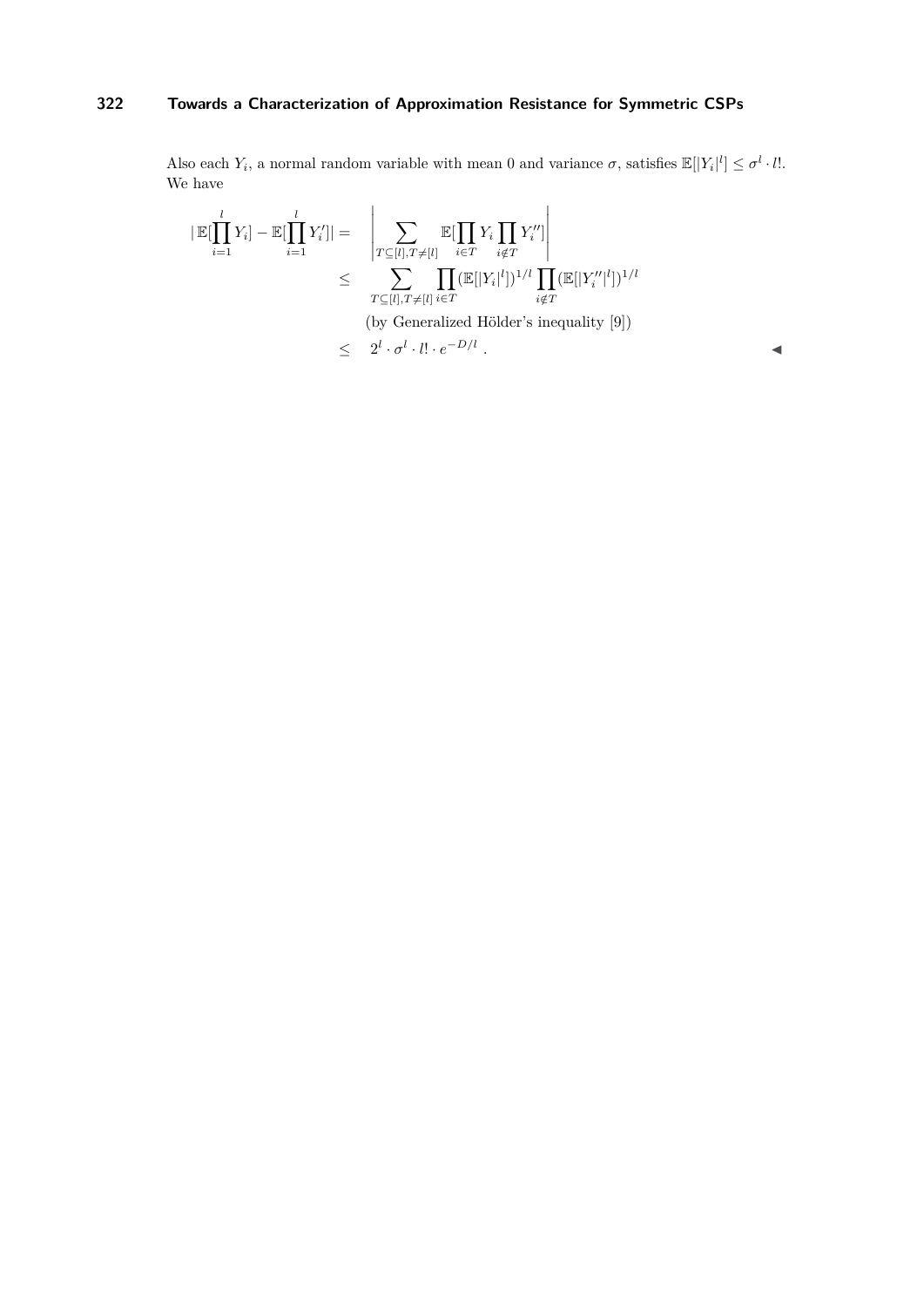Also each $Y_i$, a normal random variable with mean 0 and variance $\sigma$, satisfies $\mathbb{E}[|Y_i|^l] \leq \sigma^l \cdot l!$. We have

$$
\begin{aligned}
|\mathbb{E}[\prod_{i=1}^{l} Y_i] - \mathbb{E}[\prod_{i=1}^{l} Y_i']| = & \left| \sum_{T \subseteq [l], T \neq [l]} \mathbb{E}[\prod_{i \in T} Y_i \prod_{i \notin T} Y_i''] \right| \\
\leq & \sum_{T \subseteq [l], T \neq [l]} \prod_{i \in T} (\mathbb{E}[|Y_i|^l])^{1/l} \prod_{i \notin T} (\mathbb{E}[|Y_i''|^l])^{1/l} \\
& \text{(by Generalized Hölder's inequality [9])} \\
\leq & \; 2^l \cdot \sigma^l \cdot l! \cdot e^{-D/l} \, .
\end{aligned}
$$

◀